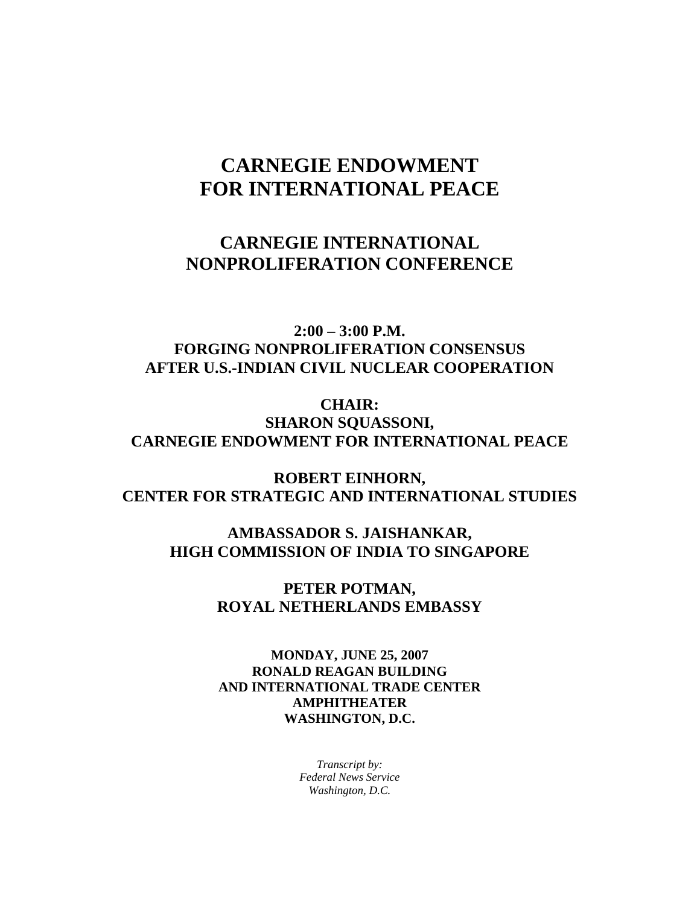# CARNEGIE ENDOWMENT FOR INTERNATIONAL PEACE

## CARNEGIE INTERNATIONAL NONPROLIFERATION CONFERENCE

### 2:00 – 3:00 P.M.
### FORGING NONPROLIFERATION CONSENSUS AFTER U.S.-INDIAN CIVIL NUCLEAR COOPERATION

**CHAIR:**
**SHARON SQUASSONI,**
**CARNEGIE ENDOWMENT FOR INTERNATIONAL PEACE**

**ROBERT EINHORN,**
**CENTER FOR STRATEGIC AND INTERNATIONAL STUDIES**

**AMBASSADOR S. JAISHANKAR,**
**HIGH COMMISSION OF INDIA TO SINGAPORE**

**PETER POTMAN,**
**ROYAL NETHERLANDS EMBASSY**

**MONDAY, JUNE 25, 2007**
**RONALD REAGAN BUILDING**
**AND INTERNATIONAL TRADE CENTER**
**AMPHITHEATER**
**WASHINGTON, D.C.**

*Transcript by:*
*Federal News Service*
*Washington, D.C.*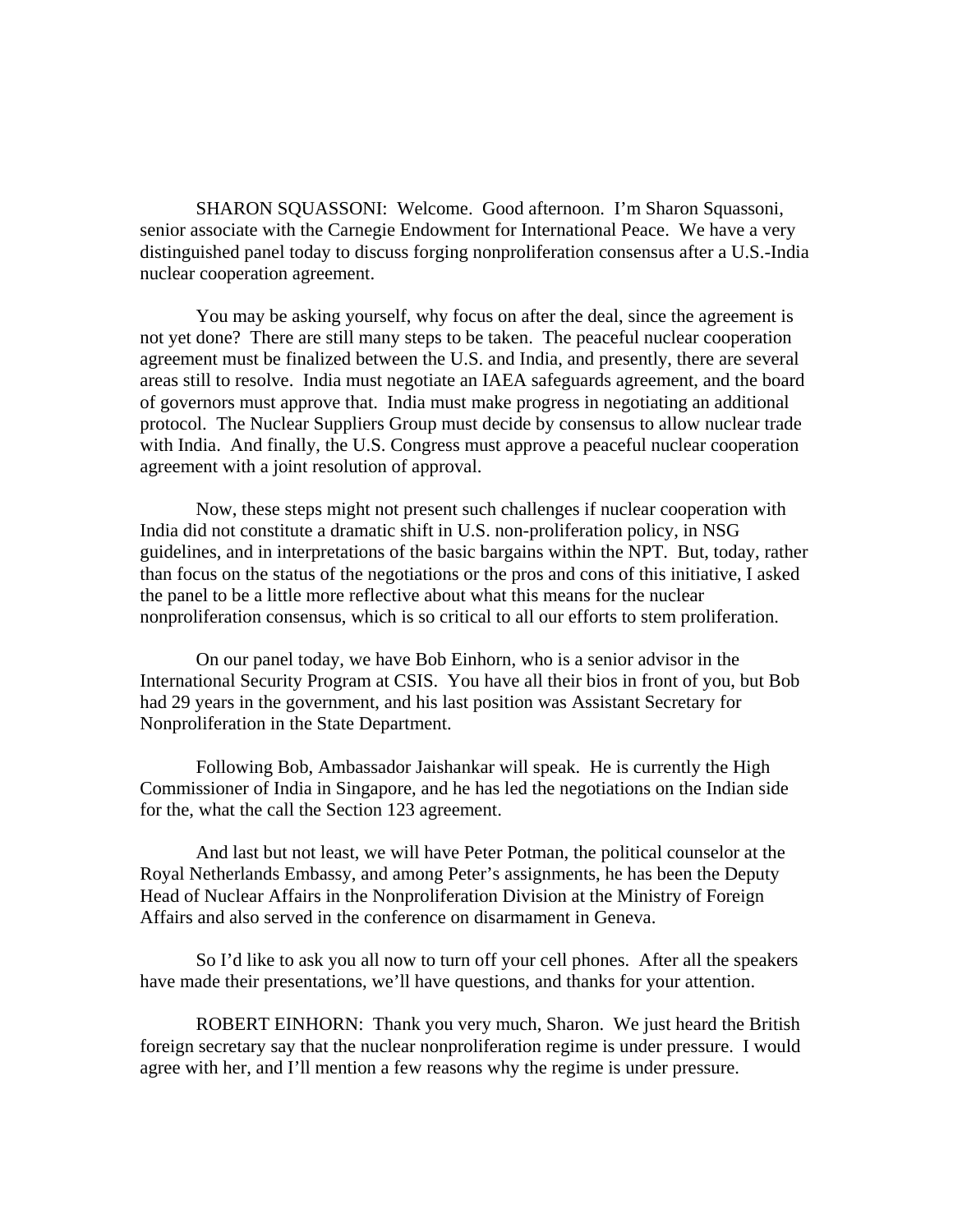SHARON SQUASSONI: Welcome. Good afternoon. I'm Sharon Squassoni, senior associate with the Carnegie Endowment for International Peace. We have a very distinguished panel today to discuss forging nonproliferation consensus after a U.S.-India nuclear cooperation agreement.

You may be asking yourself, why focus on after the deal, since the agreement is not yet done? There are still many steps to be taken. The peaceful nuclear cooperation agreement must be finalized between the U.S. and India, and presently, there are several areas still to resolve. India must negotiate an IAEA safeguards agreement, and the board of governors must approve that. India must make progress in negotiating an additional protocol. The Nuclear Suppliers Group must decide by consensus to allow nuclear trade with India. And finally, the U.S. Congress must approve a peaceful nuclear cooperation agreement with a joint resolution of approval.

Now, these steps might not present such challenges if nuclear cooperation with India did not constitute a dramatic shift in U.S. non-proliferation policy, in NSG guidelines, and in interpretations of the basic bargains within the NPT. But, today, rather than focus on the status of the negotiations or the pros and cons of this initiative, I asked the panel to be a little more reflective about what this means for the nuclear nonproliferation consensus, which is so critical to all our efforts to stem proliferation.

On our panel today, we have Bob Einhorn, who is a senior advisor in the International Security Program at CSIS. You have all their bios in front of you, but Bob had 29 years in the government, and his last position was Assistant Secretary for Nonproliferation in the State Department.

Following Bob, Ambassador Jaishankar will speak. He is currently the High Commissioner of India in Singapore, and he has led the negotiations on the Indian side for the, what the call the Section 123 agreement.

And last but not least, we will have Peter Potman, the political counselor at the Royal Netherlands Embassy, and among Peter's assignments, he has been the Deputy Head of Nuclear Affairs in the Nonproliferation Division at the Ministry of Foreign Affairs and also served in the conference on disarmament in Geneva.

So I'd like to ask you all now to turn off your cell phones. After all the speakers have made their presentations, we'll have questions, and thanks for your attention.

ROBERT EINHORN: Thank you very much, Sharon. We just heard the British foreign secretary say that the nuclear nonproliferation regime is under pressure. I would agree with her, and I'll mention a few reasons why the regime is under pressure.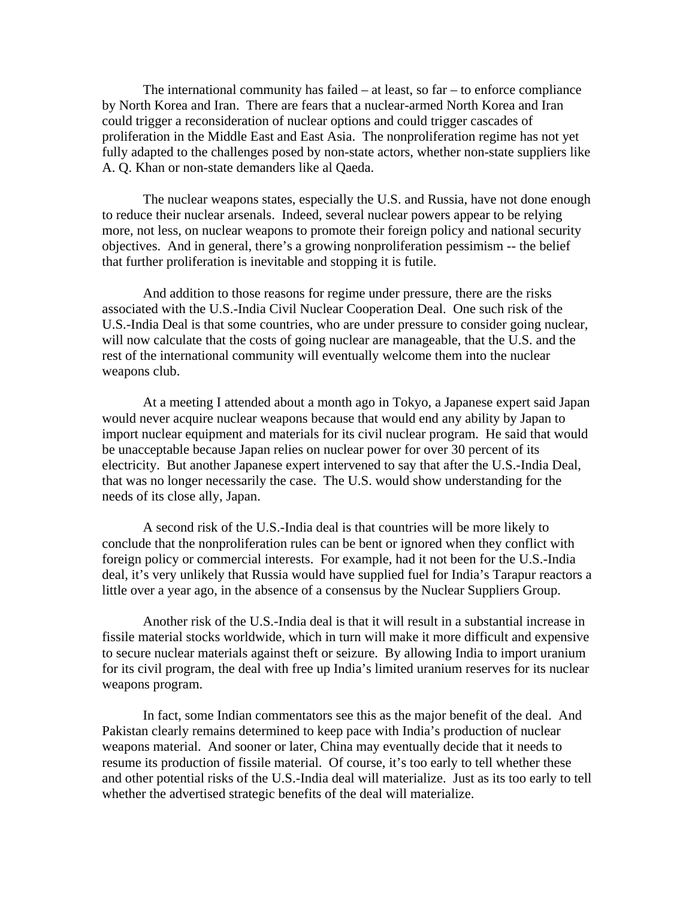The international community has failed – at least, so far – to enforce compliance by North Korea and Iran. There are fears that a nuclear-armed North Korea and Iran could trigger a reconsideration of nuclear options and could trigger cascades of proliferation in the Middle East and East Asia. The nonproliferation regime has not yet fully adapted to the challenges posed by non-state actors, whether non-state suppliers like A. Q. Khan or non-state demanders like al Qaeda.

The nuclear weapons states, especially the U.S. and Russia, have not done enough to reduce their nuclear arsenals. Indeed, several nuclear powers appear to be relying more, not less, on nuclear weapons to promote their foreign policy and national security objectives. And in general, there's a growing nonproliferation pessimism -- the belief that further proliferation is inevitable and stopping it is futile.

And addition to those reasons for regime under pressure, there are the risks associated with the U.S.-India Civil Nuclear Cooperation Deal. One such risk of the U.S.-India Deal is that some countries, who are under pressure to consider going nuclear, will now calculate that the costs of going nuclear are manageable, that the U.S. and the rest of the international community will eventually welcome them into the nuclear weapons club.

At a meeting I attended about a month ago in Tokyo, a Japanese expert said Japan would never acquire nuclear weapons because that would end any ability by Japan to import nuclear equipment and materials for its civil nuclear program. He said that would be unacceptable because Japan relies on nuclear power for over 30 percent of its electricity. But another Japanese expert intervened to say that after the U.S.-India Deal, that was no longer necessarily the case. The U.S. would show understanding for the needs of its close ally, Japan.

A second risk of the U.S.-India deal is that countries will be more likely to conclude that the nonproliferation rules can be bent or ignored when they conflict with foreign policy or commercial interests. For example, had it not been for the U.S.-India deal, it's very unlikely that Russia would have supplied fuel for India's Tarapur reactors a little over a year ago, in the absence of a consensus by the Nuclear Suppliers Group.

Another risk of the U.S.-India deal is that it will result in a substantial increase in fissile material stocks worldwide, which in turn will make it more difficult and expensive to secure nuclear materials against theft or seizure. By allowing India to import uranium for its civil program, the deal with free up India's limited uranium reserves for its nuclear weapons program.

In fact, some Indian commentators see this as the major benefit of the deal. And Pakistan clearly remains determined to keep pace with India's production of nuclear weapons material. And sooner or later, China may eventually decide that it needs to resume its production of fissile material. Of course, it's too early to tell whether these and other potential risks of the U.S.-India deal will materialize. Just as its too early to tell whether the advertised strategic benefits of the deal will materialize.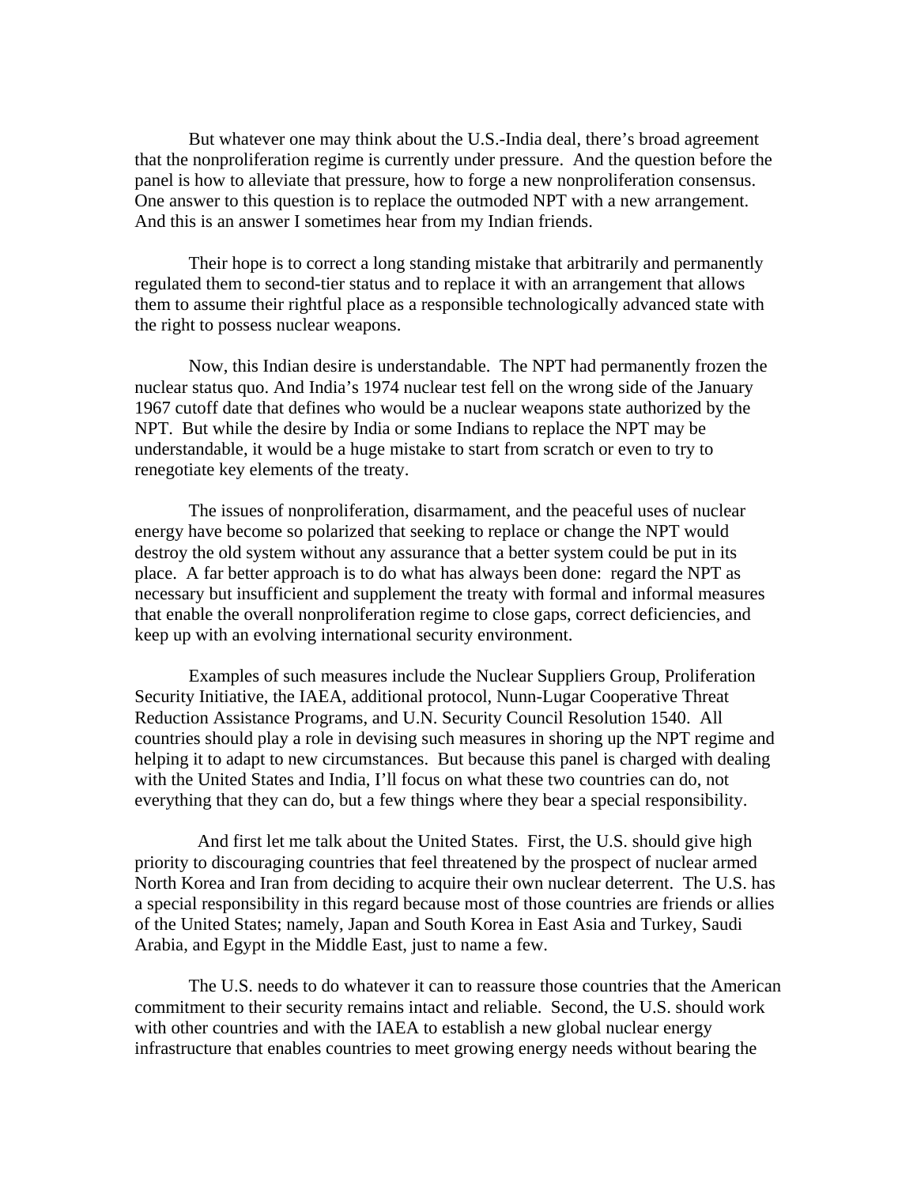But whatever one may think about the U.S.-India deal, there's broad agreement that the nonproliferation regime is currently under pressure. And the question before the panel is how to alleviate that pressure, how to forge a new nonproliferation consensus. One answer to this question is to replace the outmoded NPT with a new arrangement. And this is an answer I sometimes hear from my Indian friends.

Their hope is to correct a long standing mistake that arbitrarily and permanently regulated them to second-tier status and to replace it with an arrangement that allows them to assume their rightful place as a responsible technologically advanced state with the right to possess nuclear weapons.

Now, this Indian desire is understandable. The NPT had permanently frozen the nuclear status quo. And India's 1974 nuclear test fell on the wrong side of the January 1967 cutoff date that defines who would be a nuclear weapons state authorized by the NPT. But while the desire by India or some Indians to replace the NPT may be understandable, it would be a huge mistake to start from scratch or even to try to renegotiate key elements of the treaty.

The issues of nonproliferation, disarmament, and the peaceful uses of nuclear energy have become so polarized that seeking to replace or change the NPT would destroy the old system without any assurance that a better system could be put in its place. A far better approach is to do what has always been done: regard the NPT as necessary but insufficient and supplement the treaty with formal and informal measures that enable the overall nonproliferation regime to close gaps, correct deficiencies, and keep up with an evolving international security environment.

Examples of such measures include the Nuclear Suppliers Group, Proliferation Security Initiative, the IAEA, additional protocol, Nunn-Lugar Cooperative Threat Reduction Assistance Programs, and U.N. Security Council Resolution 1540. All countries should play a role in devising such measures in shoring up the NPT regime and helping it to adapt to new circumstances. But because this panel is charged with dealing with the United States and India, I'll focus on what these two countries can do, not everything that they can do, but a few things where they bear a special responsibility.

And first let me talk about the United States. First, the U.S. should give high priority to discouraging countries that feel threatened by the prospect of nuclear armed North Korea and Iran from deciding to acquire their own nuclear deterrent. The U.S. has a special responsibility in this regard because most of those countries are friends or allies of the United States; namely, Japan and South Korea in East Asia and Turkey, Saudi Arabia, and Egypt in the Middle East, just to name a few.

The U.S. needs to do whatever it can to reassure those countries that the American commitment to their security remains intact and reliable. Second, the U.S. should work with other countries and with the IAEA to establish a new global nuclear energy infrastructure that enables countries to meet growing energy needs without bearing the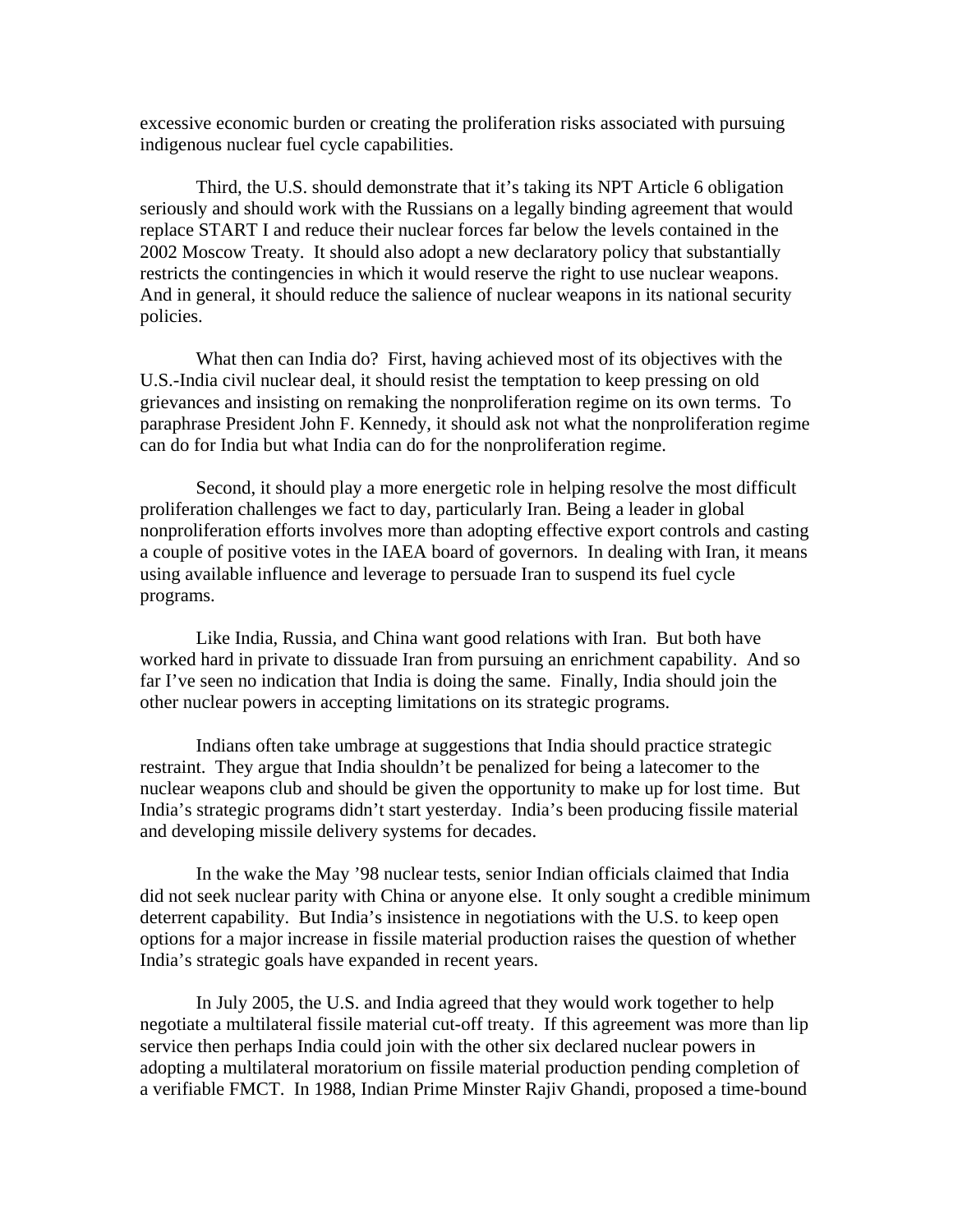excessive economic burden or creating the proliferation risks associated with pursuing indigenous nuclear fuel cycle capabilities.

Third, the U.S. should demonstrate that it's taking its NPT Article 6 obligation seriously and should work with the Russians on a legally binding agreement that would replace START I and reduce their nuclear forces far below the levels contained in the 2002 Moscow Treaty. It should also adopt a new declaratory policy that substantially restricts the contingencies in which it would reserve the right to use nuclear weapons. And in general, it should reduce the salience of nuclear weapons in its national security policies.

What then can India do? First, having achieved most of its objectives with the U.S.-India civil nuclear deal, it should resist the temptation to keep pressing on old grievances and insisting on remaking the nonproliferation regime on its own terms. To paraphrase President John F. Kennedy, it should ask not what the nonproliferation regime can do for India but what India can do for the nonproliferation regime.

Second, it should play a more energetic role in helping resolve the most difficult proliferation challenges we fact to day, particularly Iran. Being a leader in global nonproliferation efforts involves more than adopting effective export controls and casting a couple of positive votes in the IAEA board of governors. In dealing with Iran, it means using available influence and leverage to persuade Iran to suspend its fuel cycle programs.

Like India, Russia, and China want good relations with Iran. But both have worked hard in private to dissuade Iran from pursuing an enrichment capability. And so far I've seen no indication that India is doing the same. Finally, India should join the other nuclear powers in accepting limitations on its strategic programs.

Indians often take umbrage at suggestions that India should practice strategic restraint. They argue that India shouldn't be penalized for being a latecomer to the nuclear weapons club and should be given the opportunity to make up for lost time. But India's strategic programs didn't start yesterday. India's been producing fissile material and developing missile delivery systems for decades.

In the wake the May '98 nuclear tests, senior Indian officials claimed that India did not seek nuclear parity with China or anyone else. It only sought a credible minimum deterrent capability. But India's insistence in negotiations with the U.S. to keep open options for a major increase in fissile material production raises the question of whether India's strategic goals have expanded in recent years.

In July 2005, the U.S. and India agreed that they would work together to help negotiate a multilateral fissile material cut-off treaty. If this agreement was more than lip service then perhaps India could join with the other six declared nuclear powers in adopting a multilateral moratorium on fissile material production pending completion of a verifiable FMCT. In 1988, Indian Prime Minster Rajiv Ghandi, proposed a time-bound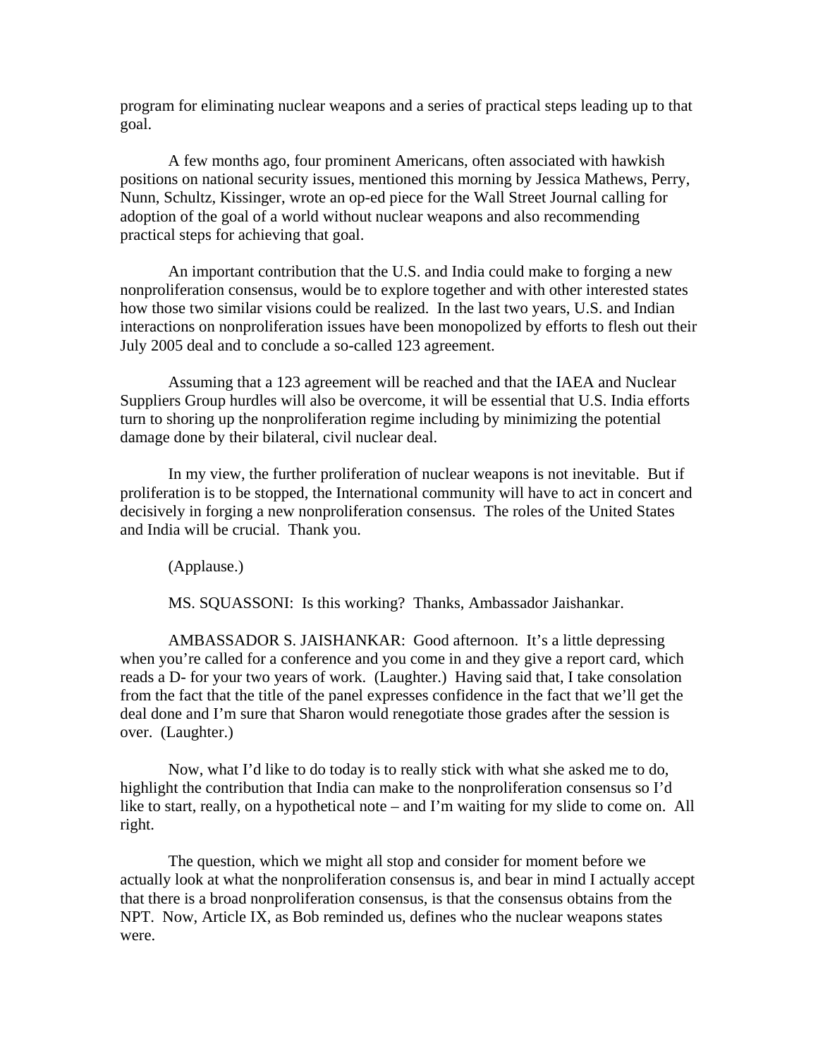program for eliminating nuclear weapons and a series of practical steps leading up to that goal.

A few months ago, four prominent Americans, often associated with hawkish positions on national security issues, mentioned this morning by Jessica Mathews, Perry, Nunn, Schultz, Kissinger, wrote an op-ed piece for the Wall Street Journal calling for adoption of the goal of a world without nuclear weapons and also recommending practical steps for achieving that goal.

An important contribution that the U.S. and India could make to forging a new nonproliferation consensus, would be to explore together and with other interested states how those two similar visions could be realized. In the last two years, U.S. and Indian interactions on nonproliferation issues have been monopolized by efforts to flesh out their July 2005 deal and to conclude a so-called 123 agreement.

Assuming that a 123 agreement will be reached and that the IAEA and Nuclear Suppliers Group hurdles will also be overcome, it will be essential that U.S. India efforts turn to shoring up the nonproliferation regime including by minimizing the potential damage done by their bilateral, civil nuclear deal.

In my view, the further proliferation of nuclear weapons is not inevitable. But if proliferation is to be stopped, the International community will have to act in concert and decisively in forging a new nonproliferation consensus. The roles of the United States and India will be crucial. Thank you.

(Applause.)

MS. SQUASSONI: Is this working? Thanks, Ambassador Jaishankar.

AMBASSADOR S. JAISHANKAR: Good afternoon. It's a little depressing when you're called for a conference and you come in and they give a report card, which reads a D- for your two years of work. (Laughter.) Having said that, I take consolation from the fact that the title of the panel expresses confidence in the fact that we'll get the deal done and I'm sure that Sharon would renegotiate those grades after the session is over. (Laughter.)

Now, what I'd like to do today is to really stick with what she asked me to do, highlight the contribution that India can make to the nonproliferation consensus so I'd like to start, really, on a hypothetical note – and I'm waiting for my slide to come on. All right.

The question, which we might all stop and consider for moment before we actually look at what the nonproliferation consensus is, and bear in mind I actually accept that there is a broad nonproliferation consensus, is that the consensus obtains from the NPT. Now, Article IX, as Bob reminded us, defines who the nuclear weapons states were.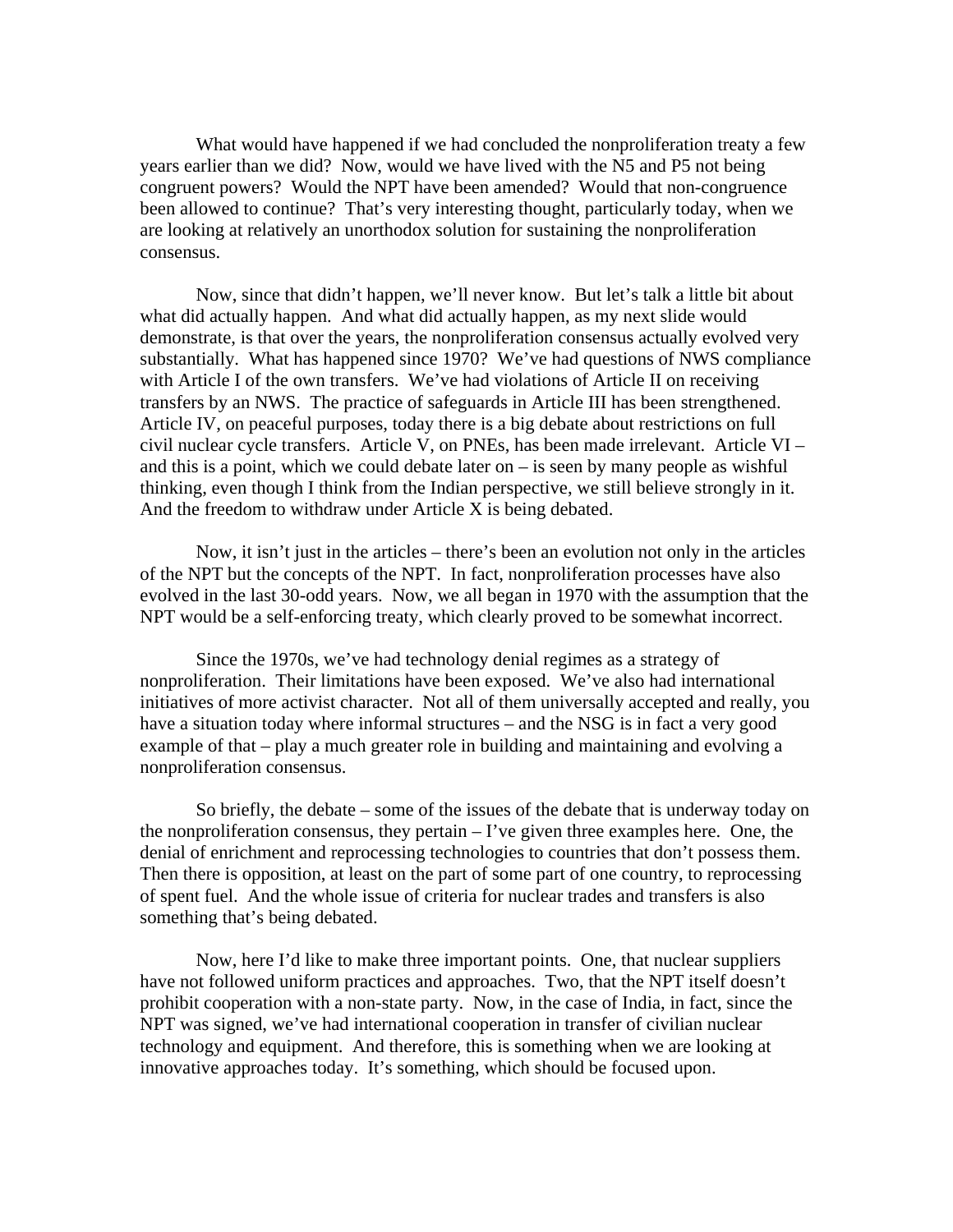What would have happened if we had concluded the nonproliferation treaty a few years earlier than we did? Now, would we have lived with the N5 and P5 not being congruent powers? Would the NPT have been amended? Would that non-congruence been allowed to continue? That's very interesting thought, particularly today, when we are looking at relatively an unorthodox solution for sustaining the nonproliferation consensus.

Now, since that didn't happen, we'll never know. But let's talk a little bit about what did actually happen. And what did actually happen, as my next slide would demonstrate, is that over the years, the nonproliferation consensus actually evolved very substantially. What has happened since 1970? We've had questions of NWS compliance with Article I of the own transfers. We've had violations of Article II on receiving transfers by an NWS. The practice of safeguards in Article III has been strengthened. Article IV, on peaceful purposes, today there is a big debate about restrictions on full civil nuclear cycle transfers. Article V, on PNEs, has been made irrelevant. Article VI – and this is a point, which we could debate later on – is seen by many people as wishful thinking, even though I think from the Indian perspective, we still believe strongly in it. And the freedom to withdraw under Article X is being debated.

Now, it isn't just in the articles – there's been an evolution not only in the articles of the NPT but the concepts of the NPT. In fact, nonproliferation processes have also evolved in the last 30-odd years. Now, we all began in 1970 with the assumption that the NPT would be a self-enforcing treaty, which clearly proved to be somewhat incorrect.

Since the 1970s, we've had technology denial regimes as a strategy of nonproliferation. Their limitations have been exposed. We've also had international initiatives of more activist character. Not all of them universally accepted and really, you have a situation today where informal structures – and the NSG is in fact a very good example of that – play a much greater role in building and maintaining and evolving a nonproliferation consensus.

So briefly, the debate – some of the issues of the debate that is underway today on the nonproliferation consensus, they pertain – I've given three examples here. One, the denial of enrichment and reprocessing technologies to countries that don't possess them. Then there is opposition, at least on the part of some part of one country, to reprocessing of spent fuel. And the whole issue of criteria for nuclear trades and transfers is also something that's being debated.

Now, here I'd like to make three important points. One, that nuclear suppliers have not followed uniform practices and approaches. Two, that the NPT itself doesn't prohibit cooperation with a non-state party. Now, in the case of India, in fact, since the NPT was signed, we've had international cooperation in transfer of civilian nuclear technology and equipment. And therefore, this is something when we are looking at innovative approaches today. It's something, which should be focused upon.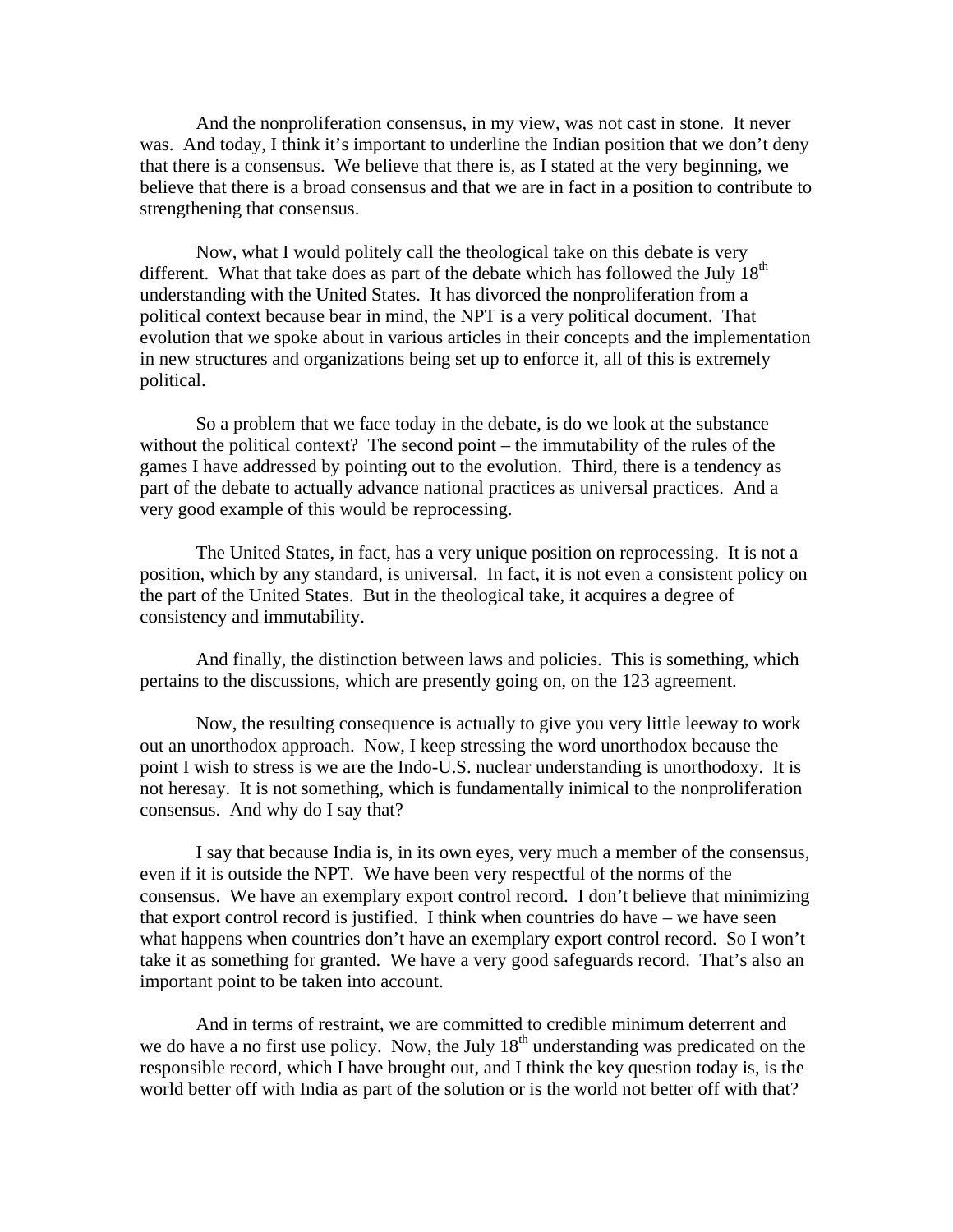And the nonproliferation consensus, in my view, was not cast in stone. It never was. And today, I think it's important to underline the Indian position that we don't deny that there is a consensus. We believe that there is, as I stated at the very beginning, we believe that there is a broad consensus and that we are in fact in a position to contribute to strengthening that consensus.

Now, what I would politely call the theological take on this debate is very different. What that take does as part of the debate which has followed the July 18th understanding with the United States. It has divorced the nonproliferation from a political context because bear in mind, the NPT is a very political document. That evolution that we spoke about in various articles in their concepts and the implementation in new structures and organizations being set up to enforce it, all of this is extremely political.

So a problem that we face today in the debate, is do we look at the substance without the political context? The second point – the immutability of the rules of the games I have addressed by pointing out to the evolution. Third, there is a tendency as part of the debate to actually advance national practices as universal practices. And a very good example of this would be reprocessing.

The United States, in fact, has a very unique position on reprocessing. It is not a position, which by any standard, is universal. In fact, it is not even a consistent policy on the part of the United States. But in the theological take, it acquires a degree of consistency and immutability.

And finally, the distinction between laws and policies. This is something, which pertains to the discussions, which are presently going on, on the 123 agreement.

Now, the resulting consequence is actually to give you very little leeway to work out an unorthodox approach. Now, I keep stressing the word unorthodox because the point I wish to stress is we are the Indo-U.S. nuclear understanding is unorthodoxy. It is not heresay. It is not something, which is fundamentally inimical to the nonproliferation consensus. And why do I say that?

I say that because India is, in its own eyes, very much a member of the consensus, even if it is outside the NPT. We have been very respectful of the norms of the consensus. We have an exemplary export control record. I don't believe that minimizing that export control record is justified. I think when countries do have – we have seen what happens when countries don't have an exemplary export control record. So I won't take it as something for granted. We have a very good safeguards record. That's also an important point to be taken into account.

And in terms of restraint, we are committed to credible minimum deterrent and we do have a no first use policy. Now, the July 18th understanding was predicated on the responsible record, which I have brought out, and I think the key question today is, is the world better off with India as part of the solution or is the world not better off with that?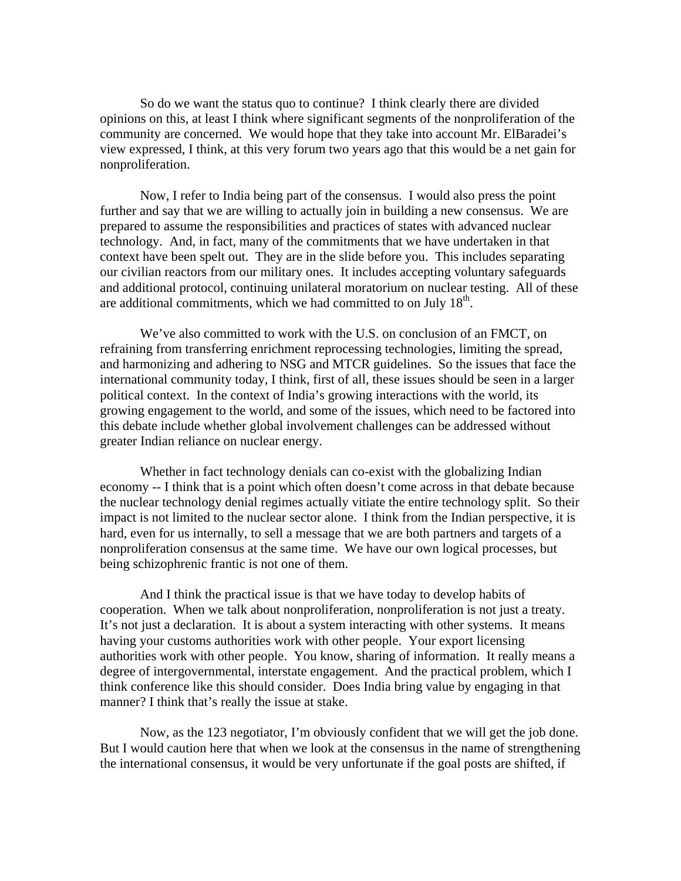So do we want the status quo to continue? I think clearly there are divided opinions on this, at least I think where significant segments of the nonproliferation of the community are concerned. We would hope that they take into account Mr. ElBaradei's view expressed, I think, at this very forum two years ago that this would be a net gain for nonproliferation.

Now, I refer to India being part of the consensus. I would also press the point further and say that we are willing to actually join in building a new consensus. We are prepared to assume the responsibilities and practices of states with advanced nuclear technology. And, in fact, many of the commitments that we have undertaken in that context have been spelt out. They are in the slide before you. This includes separating our civilian reactors from our military ones. It includes accepting voluntary safeguards and additional protocol, continuing unilateral moratorium on nuclear testing. All of these are additional commitments, which we had committed to on July 18th.

We've also committed to work with the U.S. on conclusion of an FMCT, on refraining from transferring enrichment reprocessing technologies, limiting the spread, and harmonizing and adhering to NSG and MTCR guidelines. So the issues that face the international community today, I think, first of all, these issues should be seen in a larger political context. In the context of India's growing interactions with the world, its growing engagement to the world, and some of the issues, which need to be factored into this debate include whether global involvement challenges can be addressed without greater Indian reliance on nuclear energy.

Whether in fact technology denials can co-exist with the globalizing Indian economy -- I think that is a point which often doesn't come across in that debate because the nuclear technology denial regimes actually vitiate the entire technology split. So their impact is not limited to the nuclear sector alone. I think from the Indian perspective, it is hard, even for us internally, to sell a message that we are both partners and targets of a nonproliferation consensus at the same time. We have our own logical processes, but being schizophrenic frantic is not one of them.

And I think the practical issue is that we have today to develop habits of cooperation. When we talk about nonproliferation, nonproliferation is not just a treaty. It's not just a declaration. It is about a system interacting with other systems. It means having your customs authorities work with other people. Your export licensing authorities work with other people. You know, sharing of information. It really means a degree of intergovernmental, interstate engagement. And the practical problem, which I think conference like this should consider. Does India bring value by engaging in that manner? I think that's really the issue at stake.

Now, as the 123 negotiator, I'm obviously confident that we will get the job done. But I would caution here that when we look at the consensus in the name of strengthening the international consensus, it would be very unfortunate if the goal posts are shifted, if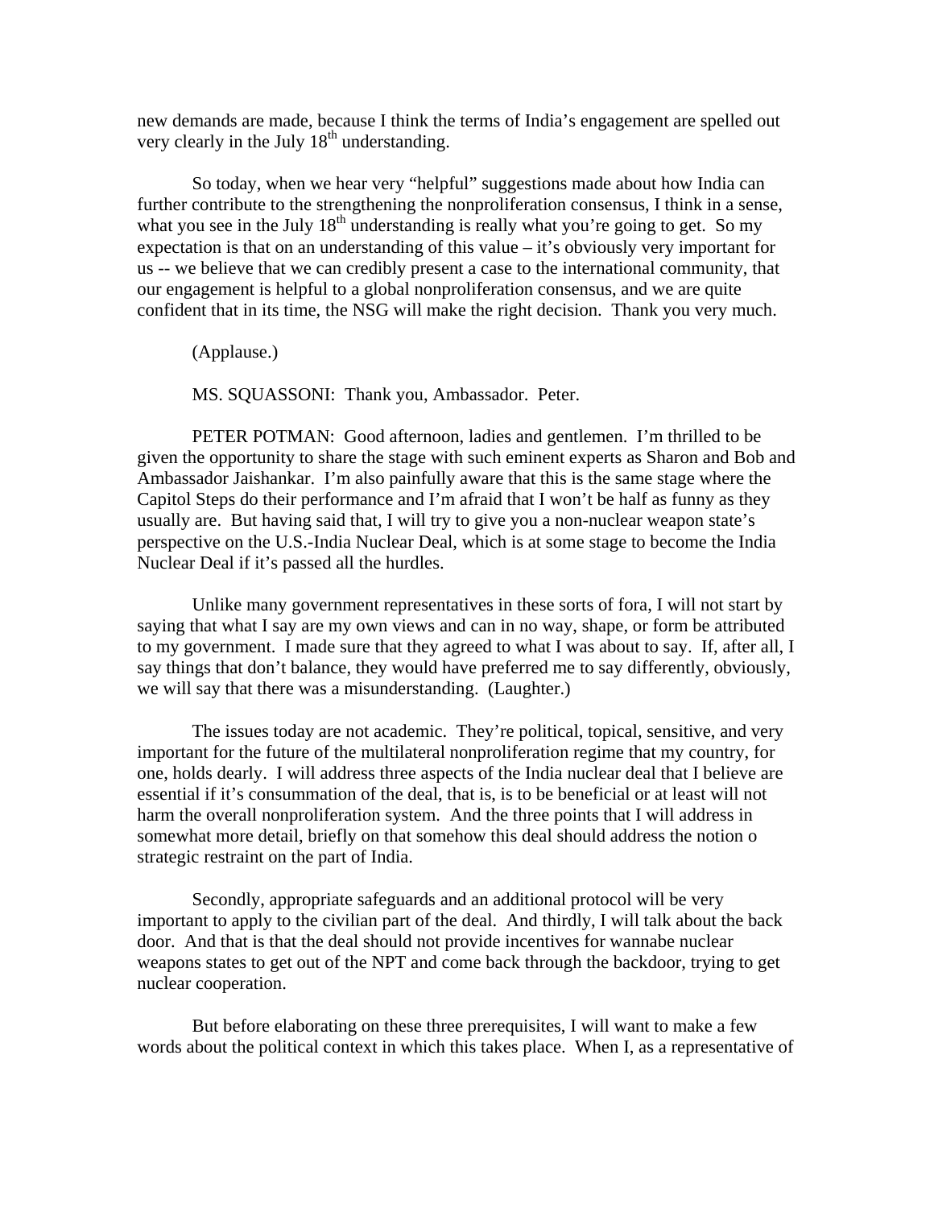new demands are made, because I think the terms of India's engagement are spelled out very clearly in the July 18th understanding.

So today, when we hear very "helpful" suggestions made about how India can further contribute to the strengthening the nonproliferation consensus, I think in a sense, what you see in the July 18th understanding is really what you're going to get. So my expectation is that on an understanding of this value – it's obviously very important for us -- we believe that we can credibly present a case to the international community, that our engagement is helpful to a global nonproliferation consensus, and we are quite confident that in its time, the NSG will make the right decision. Thank you very much.

(Applause.)

MS. SQUASSONI: Thank you, Ambassador. Peter.

PETER POTMAN: Good afternoon, ladies and gentlemen. I'm thrilled to be given the opportunity to share the stage with such eminent experts as Sharon and Bob and Ambassador Jaishankar. I'm also painfully aware that this is the same stage where the Capitol Steps do their performance and I'm afraid that I won't be half as funny as they usually are. But having said that, I will try to give you a non-nuclear weapon state's perspective on the U.S.-India Nuclear Deal, which is at some stage to become the India Nuclear Deal if it's passed all the hurdles.

Unlike many government representatives in these sorts of fora, I will not start by saying that what I say are my own views and can in no way, shape, or form be attributed to my government. I made sure that they agreed to what I was about to say. If, after all, I say things that don't balance, they would have preferred me to say differently, obviously, we will say that there was a misunderstanding. (Laughter.)

The issues today are not academic. They're political, topical, sensitive, and very important for the future of the multilateral nonproliferation regime that my country, for one, holds dearly. I will address three aspects of the India nuclear deal that I believe are essential if it's consummation of the deal, that is, is to be beneficial or at least will not harm the overall nonproliferation system. And the three points that I will address in somewhat more detail, briefly on that somehow this deal should address the notion o strategic restraint on the part of India.

Secondly, appropriate safeguards and an additional protocol will be very important to apply to the civilian part of the deal. And thirdly, I will talk about the back door. And that is that the deal should not provide incentives for wannabe nuclear weapons states to get out of the NPT and come back through the backdoor, trying to get nuclear cooperation.

But before elaborating on these three prerequisites, I will want to make a few words about the political context in which this takes place. When I, as a representative of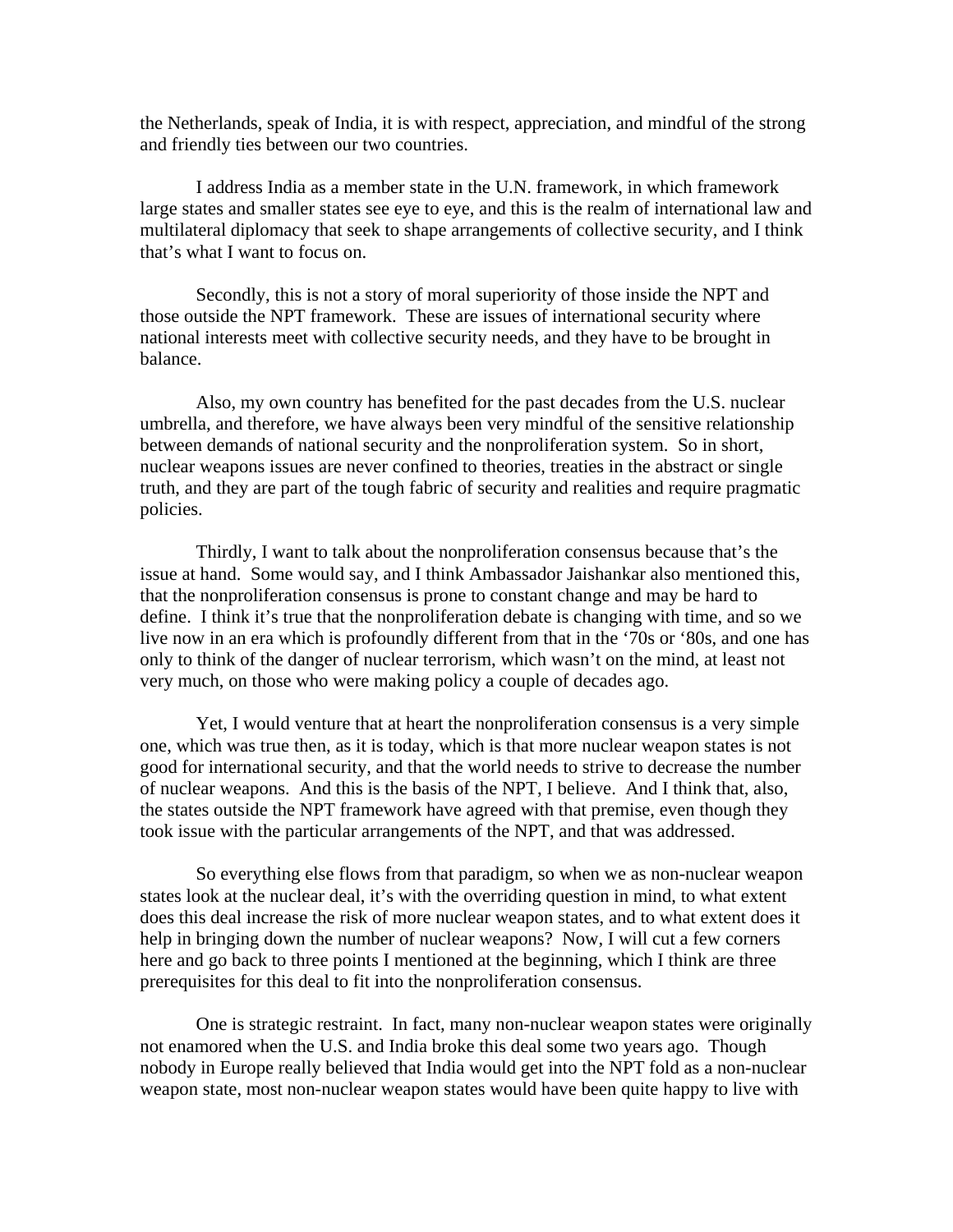the Netherlands, speak of India, it is with respect, appreciation, and mindful of the strong and friendly ties between our two countries.

I address India as a member state in the U.N. framework, in which framework large states and smaller states see eye to eye, and this is the realm of international law and multilateral diplomacy that seek to shape arrangements of collective security, and I think that's what I want to focus on.

Secondly, this is not a story of moral superiority of those inside the NPT and those outside the NPT framework. These are issues of international security where national interests meet with collective security needs, and they have to be brought in balance.

Also, my own country has benefited for the past decades from the U.S. nuclear umbrella, and therefore, we have always been very mindful of the sensitive relationship between demands of national security and the nonproliferation system. So in short, nuclear weapons issues are never confined to theories, treaties in the abstract or single truth, and they are part of the tough fabric of security and realities and require pragmatic policies.

Thirdly, I want to talk about the nonproliferation consensus because that's the issue at hand. Some would say, and I think Ambassador Jaishankar also mentioned this, that the nonproliferation consensus is prone to constant change and may be hard to define. I think it's true that the nonproliferation debate is changing with time, and so we live now in an era which is profoundly different from that in the '70s or '80s, and one has only to think of the danger of nuclear terrorism, which wasn't on the mind, at least not very much, on those who were making policy a couple of decades ago.

Yet, I would venture that at heart the nonproliferation consensus is a very simple one, which was true then, as it is today, which is that more nuclear weapon states is not good for international security, and that the world needs to strive to decrease the number of nuclear weapons. And this is the basis of the NPT, I believe. And I think that, also, the states outside the NPT framework have agreed with that premise, even though they took issue with the particular arrangements of the NPT, and that was addressed.

So everything else flows from that paradigm, so when we as non-nuclear weapon states look at the nuclear deal, it's with the overriding question in mind, to what extent does this deal increase the risk of more nuclear weapon states, and to what extent does it help in bringing down the number of nuclear weapons? Now, I will cut a few corners here and go back to three points I mentioned at the beginning, which I think are three prerequisites for this deal to fit into the nonproliferation consensus.

One is strategic restraint. In fact, many non-nuclear weapon states were originally not enamored when the U.S. and India broke this deal some two years ago. Though nobody in Europe really believed that India would get into the NPT fold as a non-nuclear weapon state, most non-nuclear weapon states would have been quite happy to live with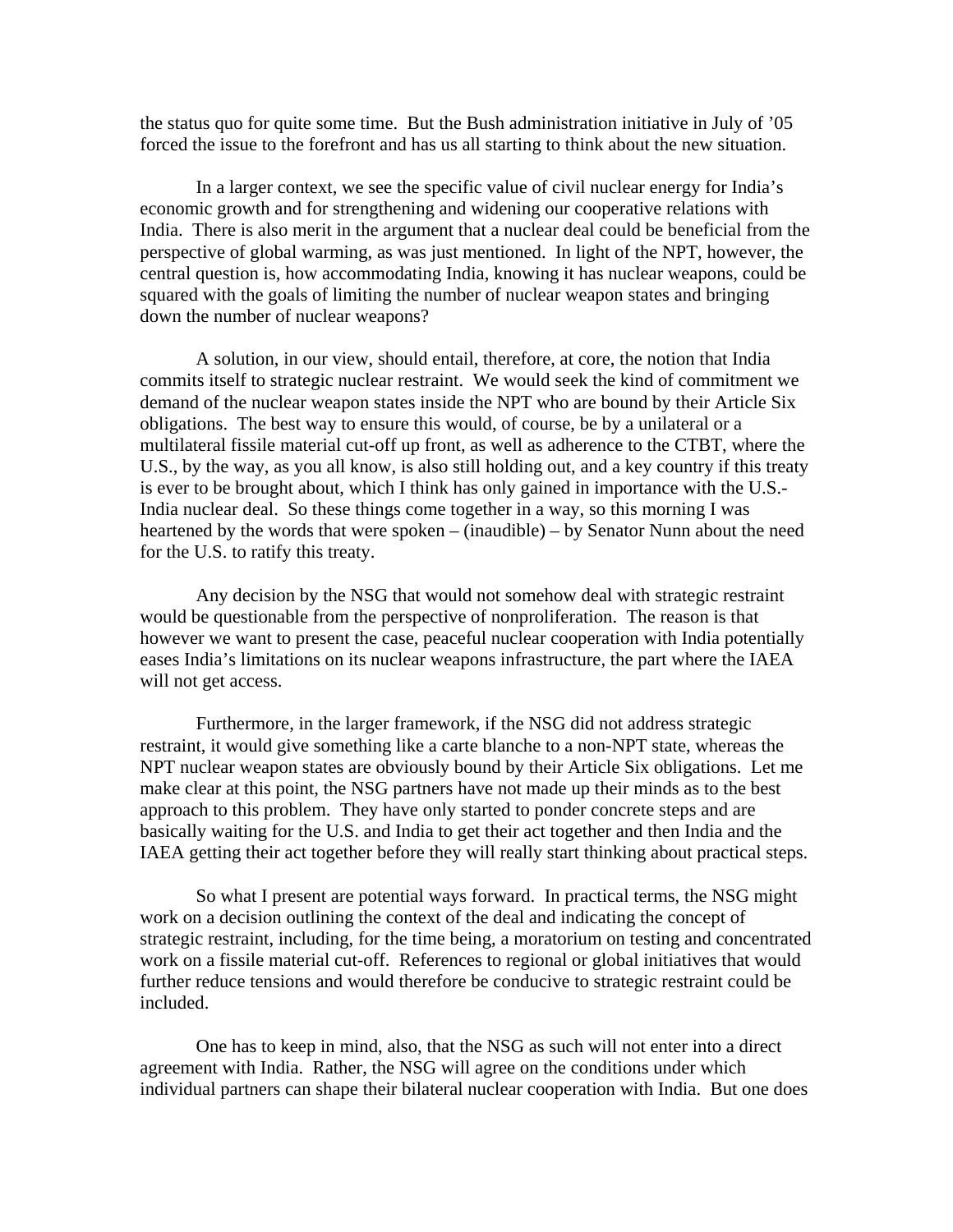the status quo for quite some time. But the Bush administration initiative in July of '05 forced the issue to the forefront and has us all starting to think about the new situation.

In a larger context, we see the specific value of civil nuclear energy for India's economic growth and for strengthening and widening our cooperative relations with India. There is also merit in the argument that a nuclear deal could be beneficial from the perspective of global warming, as was just mentioned. In light of the NPT, however, the central question is, how accommodating India, knowing it has nuclear weapons, could be squared with the goals of limiting the number of nuclear weapon states and bringing down the number of nuclear weapons?

A solution, in our view, should entail, therefore, at core, the notion that India commits itself to strategic nuclear restraint. We would seek the kind of commitment we demand of the nuclear weapon states inside the NPT who are bound by their Article Six obligations. The best way to ensure this would, of course, be by a unilateral or a multilateral fissile material cut-off up front, as well as adherence to the CTBT, where the U.S., by the way, as you all know, is also still holding out, and a key country if this treaty is ever to be brought about, which I think has only gained in importance with the U.S.-India nuclear deal. So these things come together in a way, so this morning I was heartened by the words that were spoken – (inaudible) – by Senator Nunn about the need for the U.S. to ratify this treaty.

Any decision by the NSG that would not somehow deal with strategic restraint would be questionable from the perspective of nonproliferation. The reason is that however we want to present the case, peaceful nuclear cooperation with India potentially eases India's limitations on its nuclear weapons infrastructure, the part where the IAEA will not get access.

Furthermore, in the larger framework, if the NSG did not address strategic restraint, it would give something like a carte blanche to a non-NPT state, whereas the NPT nuclear weapon states are obviously bound by their Article Six obligations. Let me make clear at this point, the NSG partners have not made up their minds as to the best approach to this problem. They have only started to ponder concrete steps and are basically waiting for the U.S. and India to get their act together and then India and the IAEA getting their act together before they will really start thinking about practical steps.

So what I present are potential ways forward. In practical terms, the NSG might work on a decision outlining the context of the deal and indicating the concept of strategic restraint, including, for the time being, a moratorium on testing and concentrated work on a fissile material cut-off. References to regional or global initiatives that would further reduce tensions and would therefore be conducive to strategic restraint could be included.

One has to keep in mind, also, that the NSG as such will not enter into a direct agreement with India. Rather, the NSG will agree on the conditions under which individual partners can shape their bilateral nuclear cooperation with India. But one does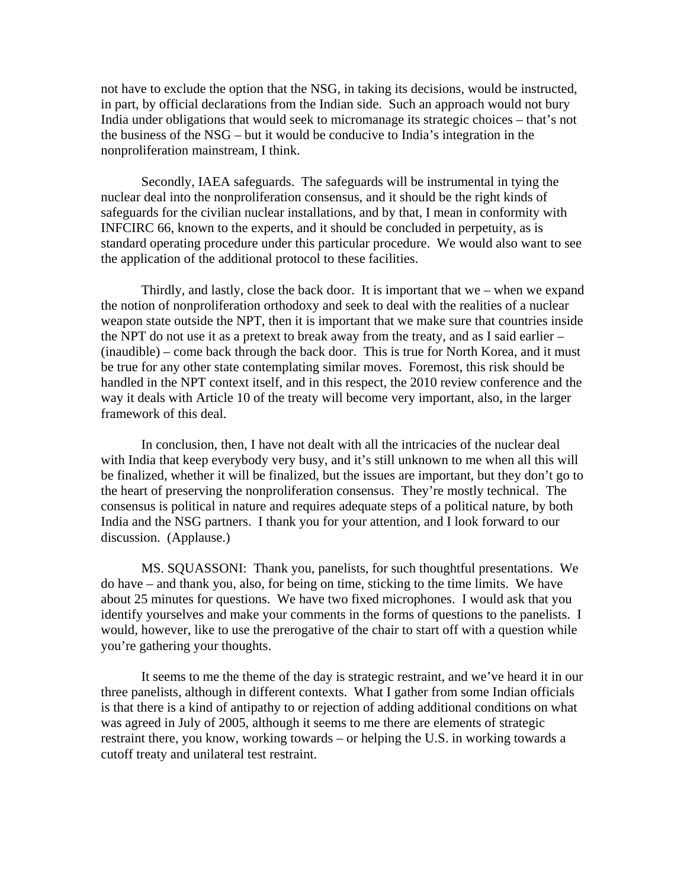not have to exclude the option that the NSG, in taking its decisions, would be instructed, in part, by official declarations from the Indian side. Such an approach would not bury India under obligations that would seek to micromanage its strategic choices – that's not the business of the NSG – but it would be conducive to India's integration in the nonproliferation mainstream, I think.

Secondly, IAEA safeguards. The safeguards will be instrumental in tying the nuclear deal into the nonproliferation consensus, and it should be the right kinds of safeguards for the civilian nuclear installations, and by that, I mean in conformity with INFCIRC 66, known to the experts, and it should be concluded in perpetuity, as is standard operating procedure under this particular procedure. We would also want to see the application of the additional protocol to these facilities.

Thirdly, and lastly, close the back door. It is important that we – when we expand the notion of nonproliferation orthodoxy and seek to deal with the realities of a nuclear weapon state outside the NPT, then it is important that we make sure that countries inside the NPT do not use it as a pretext to break away from the treaty, and as I said earlier – (inaudible) – come back through the back door. This is true for North Korea, and it must be true for any other state contemplating similar moves. Foremost, this risk should be handled in the NPT context itself, and in this respect, the 2010 review conference and the way it deals with Article 10 of the treaty will become very important, also, in the larger framework of this deal.

In conclusion, then, I have not dealt with all the intricacies of the nuclear deal with India that keep everybody very busy, and it's still unknown to me when all this will be finalized, whether it will be finalized, but the issues are important, but they don't go to the heart of preserving the nonproliferation consensus. They're mostly technical. The consensus is political in nature and requires adequate steps of a political nature, by both India and the NSG partners. I thank you for your attention, and I look forward to our discussion. (Applause.)

MS. SQUASSONI: Thank you, panelists, for such thoughtful presentations. We do have – and thank you, also, for being on time, sticking to the time limits. We have about 25 minutes for questions. We have two fixed microphones. I would ask that you identify yourselves and make your comments in the forms of questions to the panelists. I would, however, like to use the prerogative of the chair to start off with a question while you're gathering your thoughts.

It seems to me the theme of the day is strategic restraint, and we've heard it in our three panelists, although in different contexts. What I gather from some Indian officials is that there is a kind of antipathy to or rejection of adding additional conditions on what was agreed in July of 2005, although it seems to me there are elements of strategic restraint there, you know, working towards – or helping the U.S. in working towards a cutoff treaty and unilateral test restraint.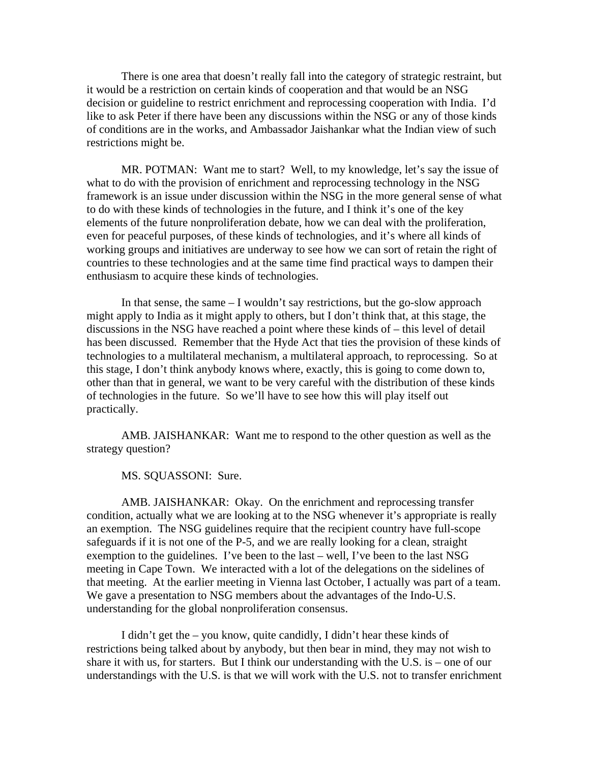There is one area that doesn't really fall into the category of strategic restraint, but it would be a restriction on certain kinds of cooperation and that would be an NSG decision or guideline to restrict enrichment and reprocessing cooperation with India. I'd like to ask Peter if there have been any discussions within the NSG or any of those kinds of conditions are in the works, and Ambassador Jaishankar what the Indian view of such restrictions might be.

MR. POTMAN: Want me to start? Well, to my knowledge, let's say the issue of what to do with the provision of enrichment and reprocessing technology in the NSG framework is an issue under discussion within the NSG in the more general sense of what to do with these kinds of technologies in the future, and I think it's one of the key elements of the future nonproliferation debate, how we can deal with the proliferation, even for peaceful purposes, of these kinds of technologies, and it's where all kinds of working groups and initiatives are underway to see how we can sort of retain the right of countries to these technologies and at the same time find practical ways to dampen their enthusiasm to acquire these kinds of technologies.

In that sense, the same – I wouldn't say restrictions, but the go-slow approach might apply to India as it might apply to others, but I don't think that, at this stage, the discussions in the NSG have reached a point where these kinds of – this level of detail has been discussed. Remember that the Hyde Act that ties the provision of these kinds of technologies to a multilateral mechanism, a multilateral approach, to reprocessing. So at this stage, I don't think anybody knows where, exactly, this is going to come down to, other than that in general, we want to be very careful with the distribution of these kinds of technologies in the future. So we'll have to see how this will play itself out practically.

AMB. JAISHANKAR: Want me to respond to the other question as well as the strategy question?

MS. SQUASSONI: Sure.

AMB. JAISHANKAR: Okay. On the enrichment and reprocessing transfer condition, actually what we are looking at to the NSG whenever it's appropriate is really an exemption. The NSG guidelines require that the recipient country have full-scope safeguards if it is not one of the P-5, and we are really looking for a clean, straight exemption to the guidelines. I've been to the last – well, I've been to the last NSG meeting in Cape Town. We interacted with a lot of the delegations on the sidelines of that meeting. At the earlier meeting in Vienna last October, I actually was part of a team. We gave a presentation to NSG members about the advantages of the Indo-U.S. understanding for the global nonproliferation consensus.

I didn't get the – you know, quite candidly, I didn't hear these kinds of restrictions being talked about by anybody, but then bear in mind, they may not wish to share it with us, for starters. But I think our understanding with the U.S. is – one of our understandings with the U.S. is that we will work with the U.S. not to transfer enrichment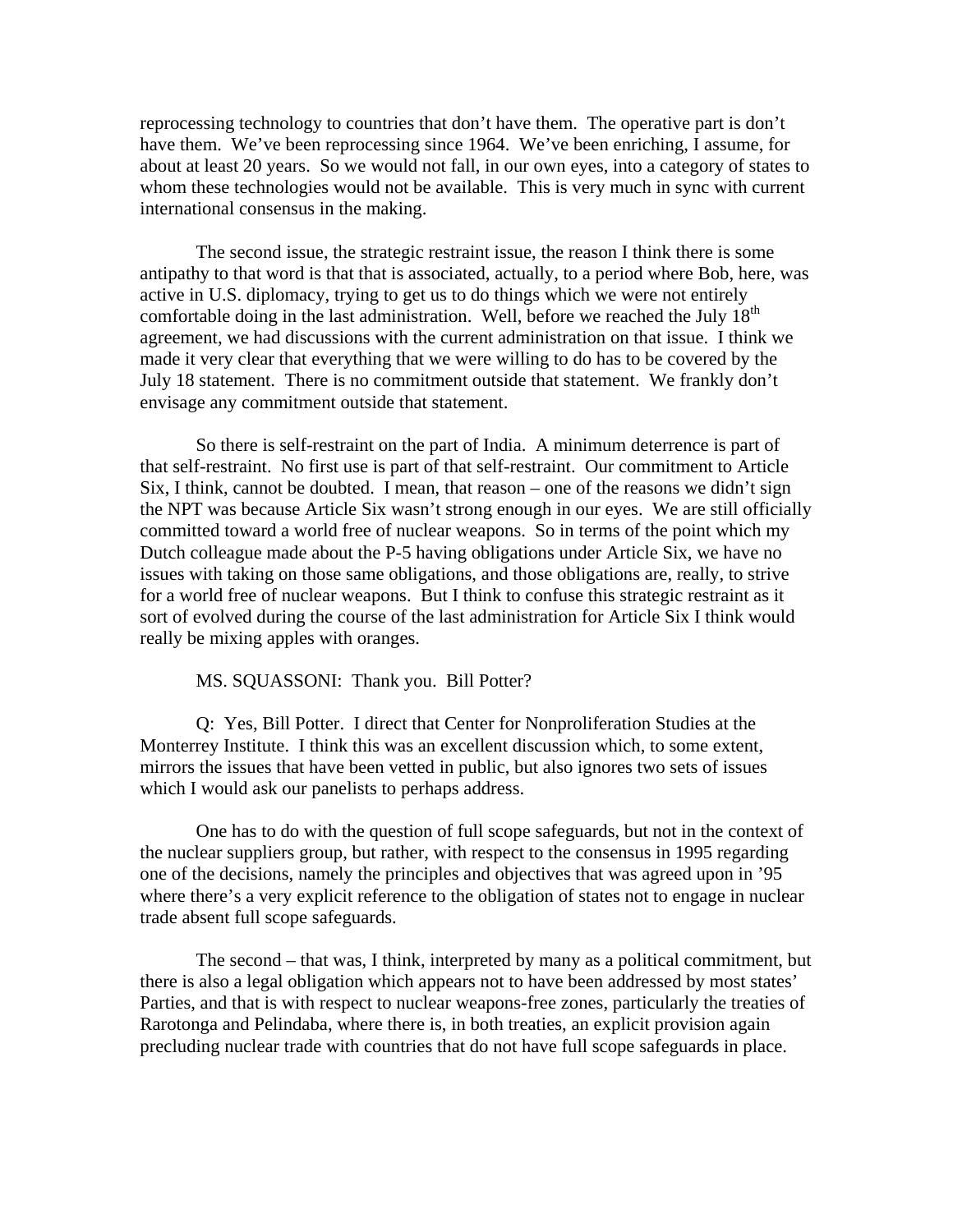reprocessing technology to countries that don't have them. The operative part is don't have them. We've been reprocessing since 1964. We've been enriching, I assume, for about at least 20 years. So we would not fall, in our own eyes, into a category of states to whom these technologies would not be available. This is very much in sync with current international consensus in the making.

The second issue, the strategic restraint issue, the reason I think there is some antipathy to that word is that that is associated, actually, to a period where Bob, here, was active in U.S. diplomacy, trying to get us to do things which we were not entirely comfortable doing in the last administration. Well, before we reached the July 18th agreement, we had discussions with the current administration on that issue. I think we made it very clear that everything that we were willing to do has to be covered by the July 18 statement. There is no commitment outside that statement. We frankly don't envisage any commitment outside that statement.

So there is self-restraint on the part of India. A minimum deterrence is part of that self-restraint. No first use is part of that self-restraint. Our commitment to Article Six, I think, cannot be doubted. I mean, that reason – one of the reasons we didn't sign the NPT was because Article Six wasn't strong enough in our eyes. We are still officially committed toward a world free of nuclear weapons. So in terms of the point which my Dutch colleague made about the P-5 having obligations under Article Six, we have no issues with taking on those same obligations, and those obligations are, really, to strive for a world free of nuclear weapons. But I think to confuse this strategic restraint as it sort of evolved during the course of the last administration for Article Six I think would really be mixing apples with oranges.

MS. SQUASSONI: Thank you. Bill Potter?

Q: Yes, Bill Potter. I direct that Center for Nonproliferation Studies at the Monterrey Institute. I think this was an excellent discussion which, to some extent, mirrors the issues that have been vetted in public, but also ignores two sets of issues which I would ask our panelists to perhaps address.

One has to do with the question of full scope safeguards, but not in the context of the nuclear suppliers group, but rather, with respect to the consensus in 1995 regarding one of the decisions, namely the principles and objectives that was agreed upon in '95 where there's a very explicit reference to the obligation of states not to engage in nuclear trade absent full scope safeguards.

The second – that was, I think, interpreted by many as a political commitment, but there is also a legal obligation which appears not to have been addressed by most states' Parties, and that is with respect to nuclear weapons-free zones, particularly the treaties of Rarotonga and Pelindaba, where there is, in both treaties, an explicit provision again precluding nuclear trade with countries that do not have full scope safeguards in place.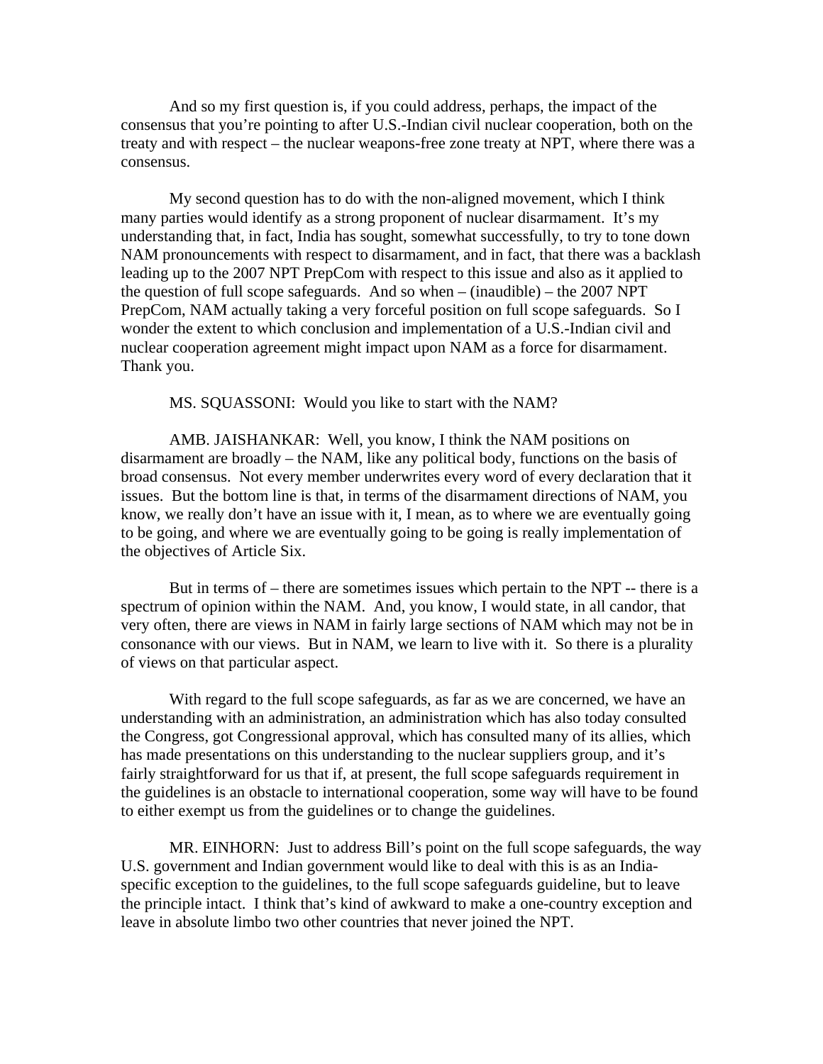And so my first question is, if you could address, perhaps, the impact of the consensus that you're pointing to after U.S.-Indian civil nuclear cooperation, both on the treaty and with respect – the nuclear weapons-free zone treaty at NPT, where there was a consensus.

My second question has to do with the non-aligned movement, which I think many parties would identify as a strong proponent of nuclear disarmament. It's my understanding that, in fact, India has sought, somewhat successfully, to try to tone down NAM pronouncements with respect to disarmament, and in fact, that there was a backlash leading up to the 2007 NPT PrepCom with respect to this issue and also as it applied to the question of full scope safeguards. And so when – (inaudible) – the 2007 NPT PrepCom, NAM actually taking a very forceful position on full scope safeguards. So I wonder the extent to which conclusion and implementation of a U.S.-Indian civil and nuclear cooperation agreement might impact upon NAM as a force for disarmament. Thank you.

MS. SQUASSONI: Would you like to start with the NAM?

AMB. JAISHANKAR: Well, you know, I think the NAM positions on disarmament are broadly – the NAM, like any political body, functions on the basis of broad consensus. Not every member underwrites every word of every declaration that it issues. But the bottom line is that, in terms of the disarmament directions of NAM, you know, we really don't have an issue with it, I mean, as to where we are eventually going to be going, and where we are eventually going to be going is really implementation of the objectives of Article Six.

But in terms of – there are sometimes issues which pertain to the NPT -- there is a spectrum of opinion within the NAM. And, you know, I would state, in all candor, that very often, there are views in NAM in fairly large sections of NAM which may not be in consonance with our views. But in NAM, we learn to live with it. So there is a plurality of views on that particular aspect.

With regard to the full scope safeguards, as far as we are concerned, we have an understanding with an administration, an administration which has also today consulted the Congress, got Congressional approval, which has consulted many of its allies, which has made presentations on this understanding to the nuclear suppliers group, and it's fairly straightforward for us that if, at present, the full scope safeguards requirement in the guidelines is an obstacle to international cooperation, some way will have to be found to either exempt us from the guidelines or to change the guidelines.

MR. EINHORN: Just to address Bill's point on the full scope safeguards, the way U.S. government and Indian government would like to deal with this is as an India-specific exception to the guidelines, to the full scope safeguards guideline, but to leave the principle intact. I think that's kind of awkward to make a one-country exception and leave in absolute limbo two other countries that never joined the NPT.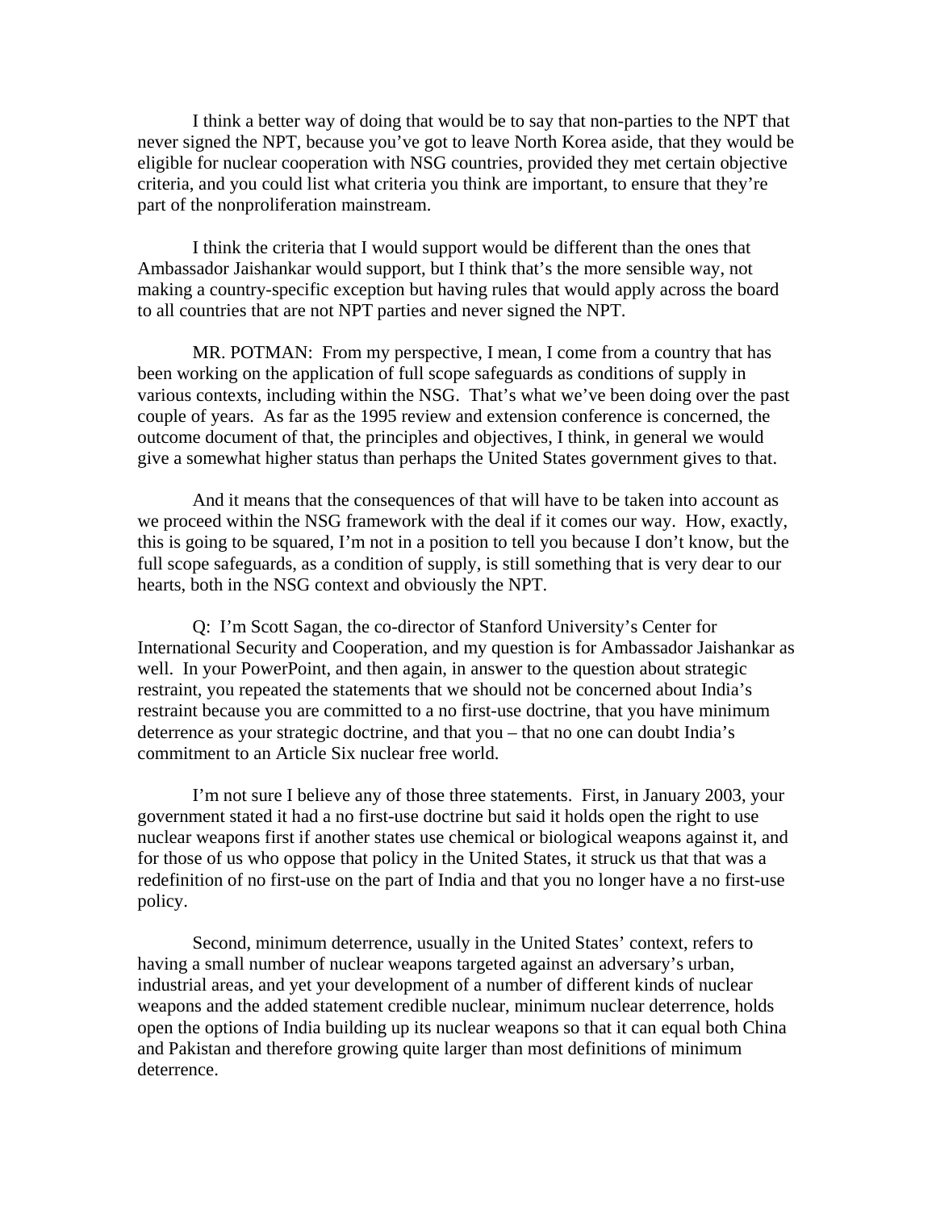I think a better way of doing that would be to say that non-parties to the NPT that never signed the NPT, because you've got to leave North Korea aside, that they would be eligible for nuclear cooperation with NSG countries, provided they met certain objective criteria, and you could list what criteria you think are important, to ensure that they're part of the nonproliferation mainstream.

I think the criteria that I would support would be different than the ones that Ambassador Jaishankar would support, but I think that's the more sensible way, not making a country-specific exception but having rules that would apply across the board to all countries that are not NPT parties and never signed the NPT.

MR. POTMAN: From my perspective, I mean, I come from a country that has been working on the application of full scope safeguards as conditions of supply in various contexts, including within the NSG. That's what we've been doing over the past couple of years. As far as the 1995 review and extension conference is concerned, the outcome document of that, the principles and objectives, I think, in general we would give a somewhat higher status than perhaps the United States government gives to that.

And it means that the consequences of that will have to be taken into account as we proceed within the NSG framework with the deal if it comes our way. How, exactly, this is going to be squared, I'm not in a position to tell you because I don't know, but the full scope safeguards, as a condition of supply, is still something that is very dear to our hearts, both in the NSG context and obviously the NPT.

Q: I'm Scott Sagan, the co-director of Stanford University's Center for International Security and Cooperation, and my question is for Ambassador Jaishankar as well. In your PowerPoint, and then again, in answer to the question about strategic restraint, you repeated the statements that we should not be concerned about India's restraint because you are committed to a no first-use doctrine, that you have minimum deterrence as your strategic doctrine, and that you – that no one can doubt India's commitment to an Article Six nuclear free world.

I'm not sure I believe any of those three statements. First, in January 2003, your government stated it had a no first-use doctrine but said it holds open the right to use nuclear weapons first if another states use chemical or biological weapons against it, and for those of us who oppose that policy in the United States, it struck us that that was a redefinition of no first-use on the part of India and that you no longer have a no first-use policy.

Second, minimum deterrence, usually in the United States' context, refers to having a small number of nuclear weapons targeted against an adversary's urban, industrial areas, and yet your development of a number of different kinds of nuclear weapons and the added statement credible nuclear, minimum nuclear deterrence, holds open the options of India building up its nuclear weapons so that it can equal both China and Pakistan and therefore growing quite larger than most definitions of minimum deterrence.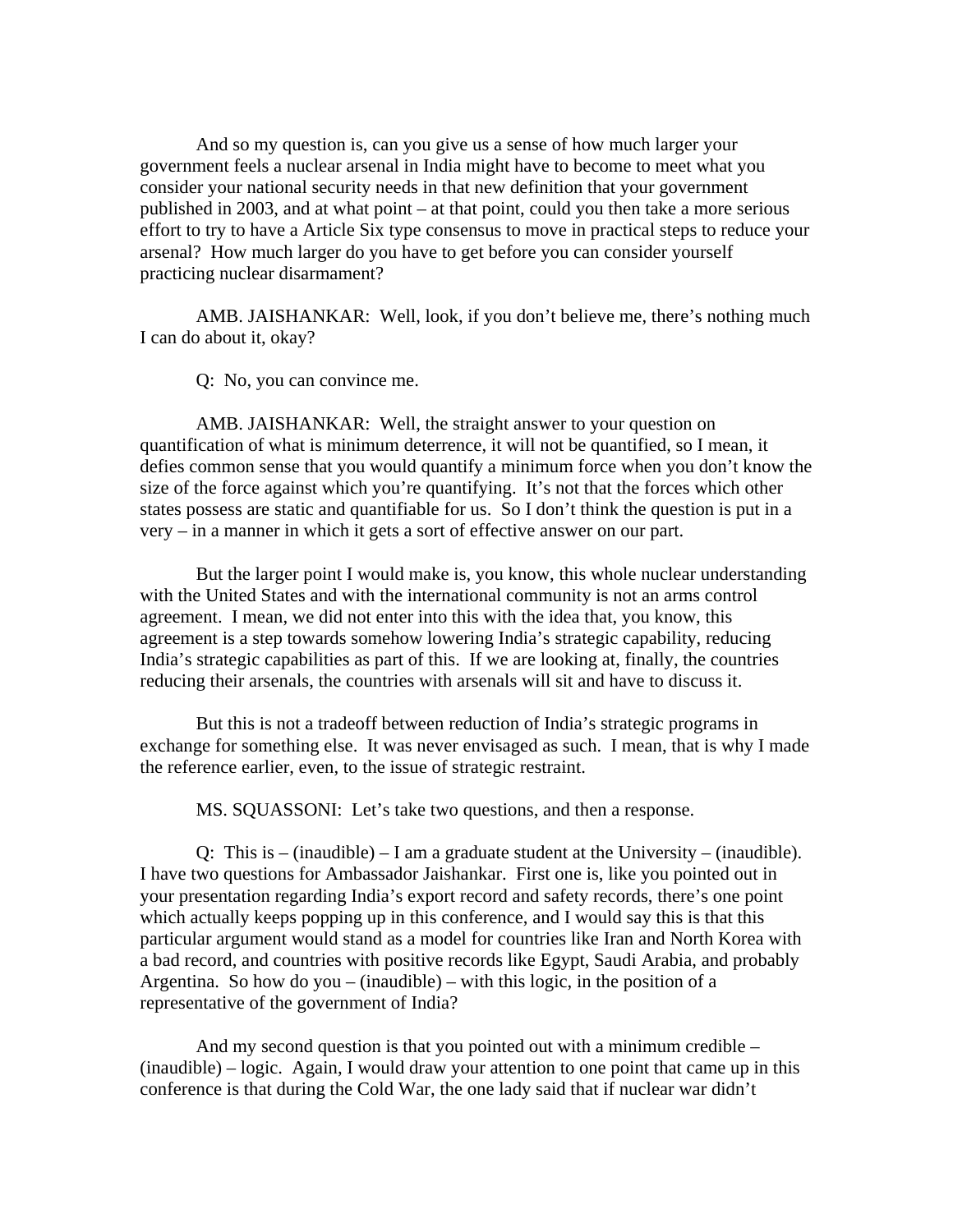And so my question is, can you give us a sense of how much larger your government feels a nuclear arsenal in India might have to become to meet what you consider your national security needs in that new definition that your government published in 2003, and at what point – at that point, could you then take a more serious effort to try to have a Article Six type consensus to move in practical steps to reduce your arsenal? How much larger do you have to get before you can consider yourself practicing nuclear disarmament?

AMB. JAISHANKAR: Well, look, if you don't believe me, there's nothing much I can do about it, okay?

Q: No, you can convince me.

AMB. JAISHANKAR: Well, the straight answer to your question on quantification of what is minimum deterrence, it will not be quantified, so I mean, it defies common sense that you would quantify a minimum force when you don't know the size of the force against which you're quantifying. It's not that the forces which other states possess are static and quantifiable for us. So I don't think the question is put in a very – in a manner in which it gets a sort of effective answer on our part.

But the larger point I would make is, you know, this whole nuclear understanding with the United States and with the international community is not an arms control agreement. I mean, we did not enter into this with the idea that, you know, this agreement is a step towards somehow lowering India's strategic capability, reducing India's strategic capabilities as part of this. If we are looking at, finally, the countries reducing their arsenals, the countries with arsenals will sit and have to discuss it.

But this is not a tradeoff between reduction of India's strategic programs in exchange for something else. It was never envisaged as such. I mean, that is why I made the reference earlier, even, to the issue of strategic restraint.

MS. SQUASSONI: Let's take two questions, and then a response.

Q: This is – (inaudible) – I am a graduate student at the University – (inaudible). I have two questions for Ambassador Jaishankar. First one is, like you pointed out in your presentation regarding India's export record and safety records, there's one point which actually keeps popping up in this conference, and I would say this is that this particular argument would stand as a model for countries like Iran and North Korea with a bad record, and countries with positive records like Egypt, Saudi Arabia, and probably Argentina. So how do you – (inaudible) – with this logic, in the position of a representative of the government of India?

And my second question is that you pointed out with a minimum credible – (inaudible) – logic. Again, I would draw your attention to one point that came up in this conference is that during the Cold War, the one lady said that if nuclear war didn't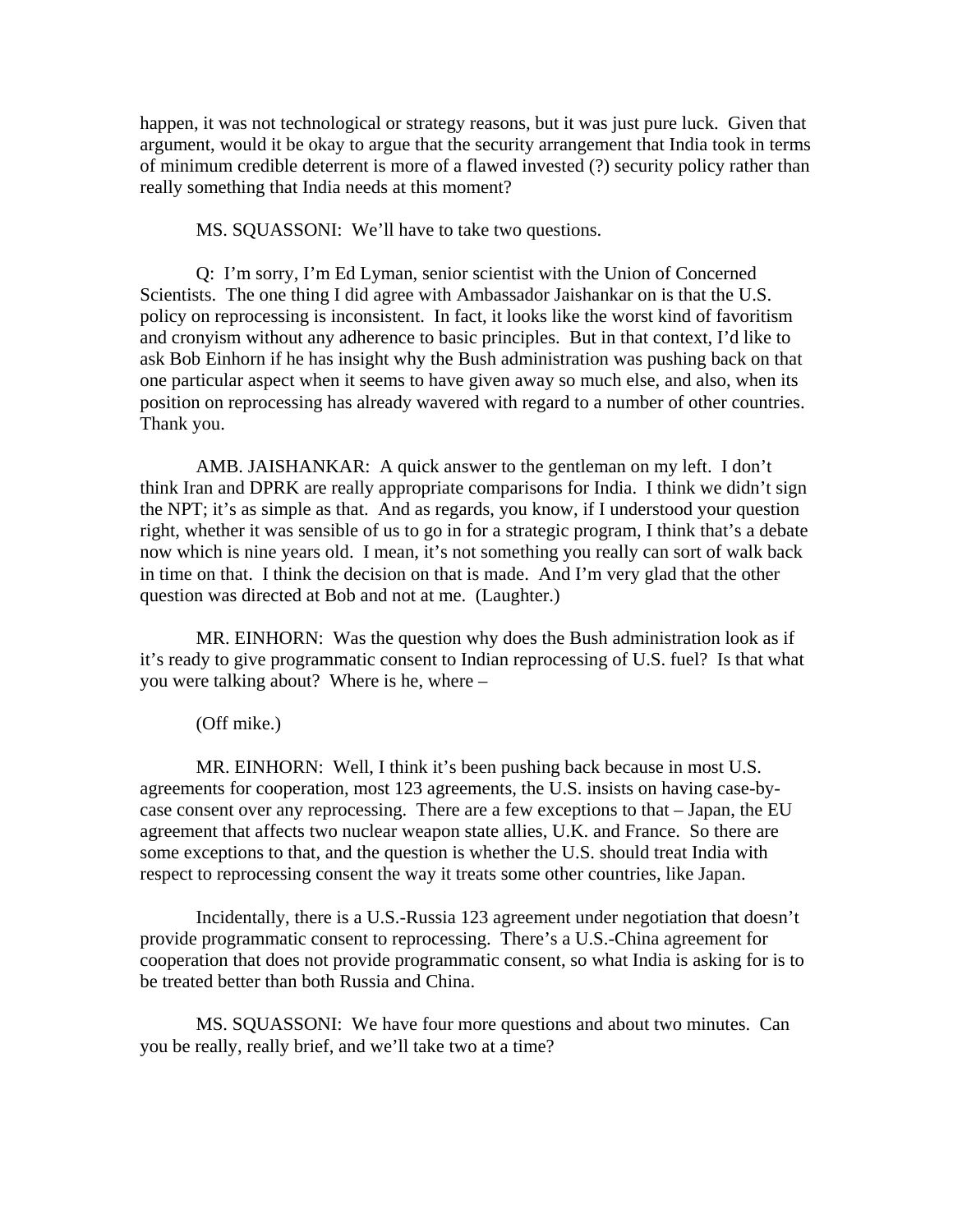happen, it was not technological or strategy reasons, but it was just pure luck. Given that argument, would it be okay to argue that the security arrangement that India took in terms of minimum credible deterrent is more of a flawed invested (?) security policy rather than really something that India needs at this moment?

MS. SQUASSONI: We'll have to take two questions.

Q: I'm sorry, I'm Ed Lyman, senior scientist with the Union of Concerned Scientists. The one thing I did agree with Ambassador Jaishankar on is that the U.S. policy on reprocessing is inconsistent. In fact, it looks like the worst kind of favoritism and cronyism without any adherence to basic principles. But in that context, I'd like to ask Bob Einhorn if he has insight why the Bush administration was pushing back on that one particular aspect when it seems to have given away so much else, and also, when its position on reprocessing has already wavered with regard to a number of other countries. Thank you.

AMB. JAISHANKAR: A quick answer to the gentleman on my left. I don't think Iran and DPRK are really appropriate comparisons for India. I think we didn't sign the NPT; it's as simple as that. And as regards, you know, if I understood your question right, whether it was sensible of us to go in for a strategic program, I think that's a debate now which is nine years old. I mean, it's not something you really can sort of walk back in time on that. I think the decision on that is made. And I'm very glad that the other question was directed at Bob and not at me. (Laughter.)

MR. EINHORN: Was the question why does the Bush administration look as if it's ready to give programmatic consent to Indian reprocessing of U.S. fuel? Is that what you were talking about? Where is he, where –

(Off mike.)

MR. EINHORN: Well, I think it's been pushing back because in most U.S. agreements for cooperation, most 123 agreements, the U.S. insists on having case-by-case consent over any reprocessing. There are a few exceptions to that – Japan, the EU agreement that affects two nuclear weapon state allies, U.K. and France. So there are some exceptions to that, and the question is whether the U.S. should treat India with respect to reprocessing consent the way it treats some other countries, like Japan.

Incidentally, there is a U.S.-Russia 123 agreement under negotiation that doesn't provide programmatic consent to reprocessing. There's a U.S.-China agreement for cooperation that does not provide programmatic consent, so what India is asking for is to be treated better than both Russia and China.

MS. SQUASSONI: We have four more questions and about two minutes. Can you be really, really brief, and we'll take two at a time?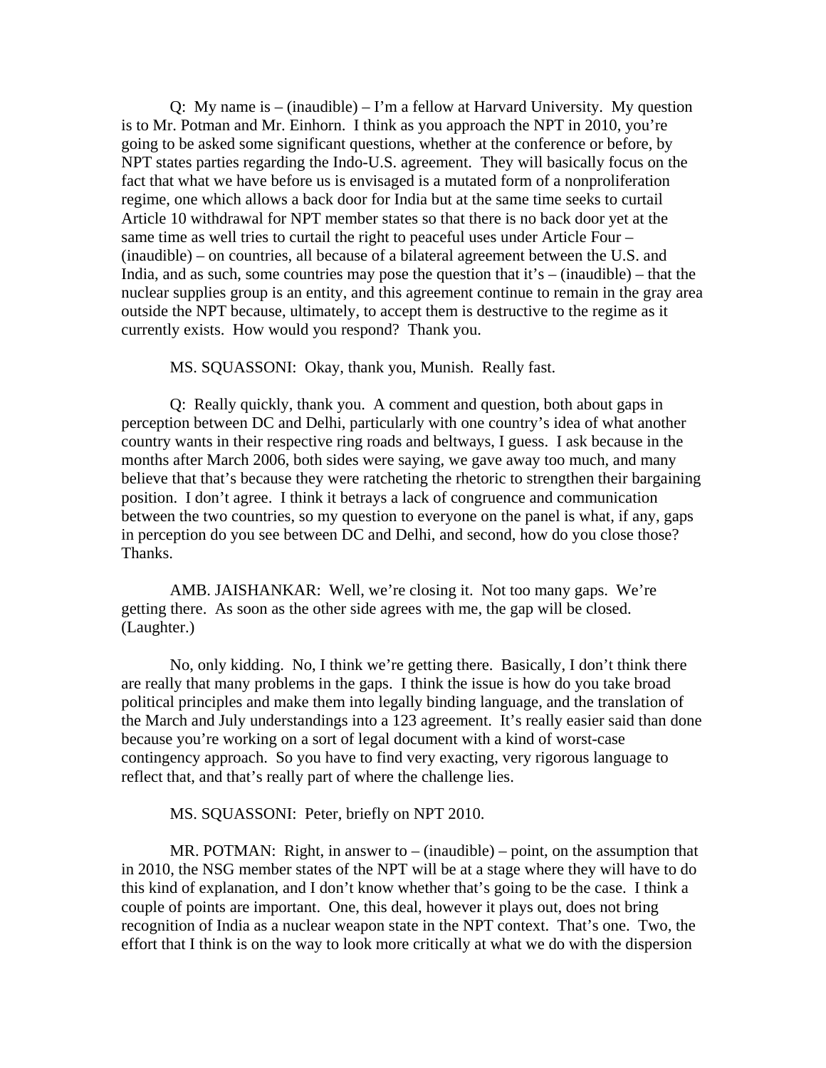Q: My name is – (inaudible) – I'm a fellow at Harvard University. My question is to Mr. Potman and Mr. Einhorn. I think as you approach the NPT in 2010, you're going to be asked some significant questions, whether at the conference or before, by NPT states parties regarding the Indo-U.S. agreement. They will basically focus on the fact that what we have before us is envisaged is a mutated form of a nonproliferation regime, one which allows a back door for India but at the same time seeks to curtail Article 10 withdrawal for NPT member states so that there is no back door yet at the same time as well tries to curtail the right to peaceful uses under Article Four – (inaudible) – on countries, all because of a bilateral agreement between the U.S. and India, and as such, some countries may pose the question that it's – (inaudible) – that the nuclear supplies group is an entity, and this agreement continue to remain in the gray area outside the NPT because, ultimately, to accept them is destructive to the regime as it currently exists. How would you respond? Thank you.

MS. SQUASSONI: Okay, thank you, Munish. Really fast.

Q: Really quickly, thank you. A comment and question, both about gaps in perception between DC and Delhi, particularly with one country's idea of what another country wants in their respective ring roads and beltways, I guess. I ask because in the months after March 2006, both sides were saying, we gave away too much, and many believe that that's because they were ratcheting the rhetoric to strengthen their bargaining position. I don't agree. I think it betrays a lack of congruence and communication between the two countries, so my question to everyone on the panel is what, if any, gaps in perception do you see between DC and Delhi, and second, how do you close those? Thanks.

AMB. JAISHANKAR: Well, we're closing it. Not too many gaps. We're getting there. As soon as the other side agrees with me, the gap will be closed. (Laughter.)

No, only kidding. No, I think we're getting there. Basically, I don't think there are really that many problems in the gaps. I think the issue is how do you take broad political principles and make them into legally binding language, and the translation of the March and July understandings into a 123 agreement. It's really easier said than done because you're working on a sort of legal document with a kind of worst-case contingency approach. So you have to find very exacting, very rigorous language to reflect that, and that's really part of where the challenge lies.

MS. SQUASSONI: Peter, briefly on NPT 2010.

MR. POTMAN: Right, in answer to – (inaudible) – point, on the assumption that in 2010, the NSG member states of the NPT will be at a stage where they will have to do this kind of explanation, and I don't know whether that's going to be the case. I think a couple of points are important. One, this deal, however it plays out, does not bring recognition of India as a nuclear weapon state in the NPT context. That's one. Two, the effort that I think is on the way to look more critically at what we do with the dispersion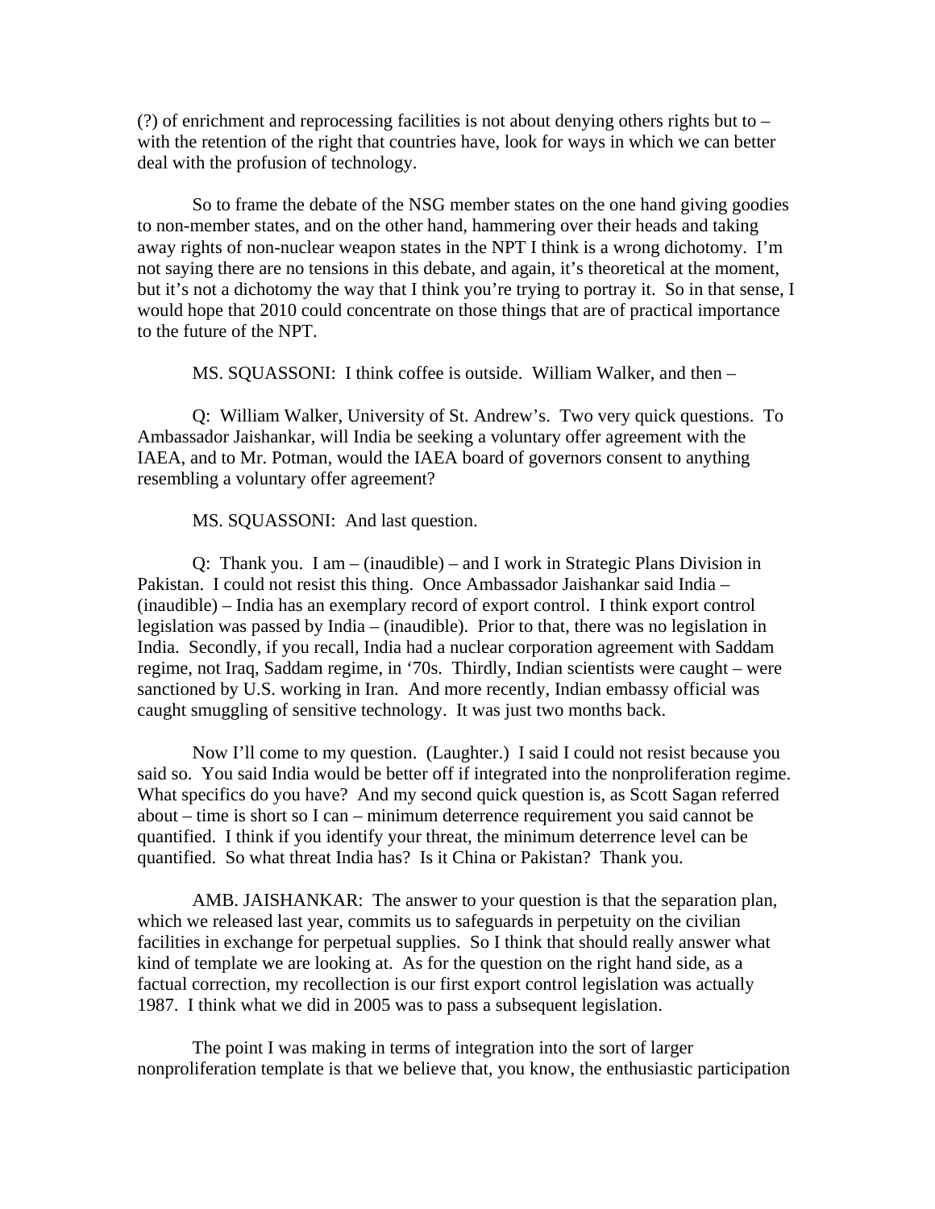(?) of enrichment and reprocessing facilities is not about denying others rights but to – with the retention of the right that countries have, look for ways in which we can better deal with the profusion of technology.

So to frame the debate of the NSG member states on the one hand giving goodies to non-member states, and on the other hand, hammering over their heads and taking away rights of non-nuclear weapon states in the NPT I think is a wrong dichotomy. I'm not saying there are no tensions in this debate, and again, it's theoretical at the moment, but it's not a dichotomy the way that I think you're trying to portray it. So in that sense, I would hope that 2010 could concentrate on those things that are of practical importance to the future of the NPT.

MS. SQUASSONI: I think coffee is outside. William Walker, and then –

Q: William Walker, University of St. Andrew's. Two very quick questions. To Ambassador Jaishankar, will India be seeking a voluntary offer agreement with the IAEA, and to Mr. Potman, would the IAEA board of governors consent to anything resembling a voluntary offer agreement?

MS. SQUASSONI: And last question.

Q: Thank you. I am – (inaudible) – and I work in Strategic Plans Division in Pakistan. I could not resist this thing. Once Ambassador Jaishankar said India – (inaudible) – India has an exemplary record of export control. I think export control legislation was passed by India – (inaudible). Prior to that, there was no legislation in India. Secondly, if you recall, India had a nuclear corporation agreement with Saddam regime, not Iraq, Saddam regime, in '70s. Thirdly, Indian scientists were caught – were sanctioned by U.S. working in Iran. And more recently, Indian embassy official was caught smuggling of sensitive technology. It was just two months back.

Now I'll come to my question. (Laughter.) I said I could not resist because you said so. You said India would be better off if integrated into the nonproliferation regime. What specifics do you have? And my second quick question is, as Scott Sagan referred about – time is short so I can – minimum deterrence requirement you said cannot be quantified. I think if you identify your threat, the minimum deterrence level can be quantified. So what threat India has? Is it China or Pakistan? Thank you.

AMB. JAISHANKAR: The answer to your question is that the separation plan, which we released last year, commits us to safeguards in perpetuity on the civilian facilities in exchange for perpetual supplies. So I think that should really answer what kind of template we are looking at. As for the question on the right hand side, as a factual correction, my recollection is our first export control legislation was actually 1987. I think what we did in 2005 was to pass a subsequent legislation.

The point I was making in terms of integration into the sort of larger nonproliferation template is that we believe that, you know, the enthusiastic participation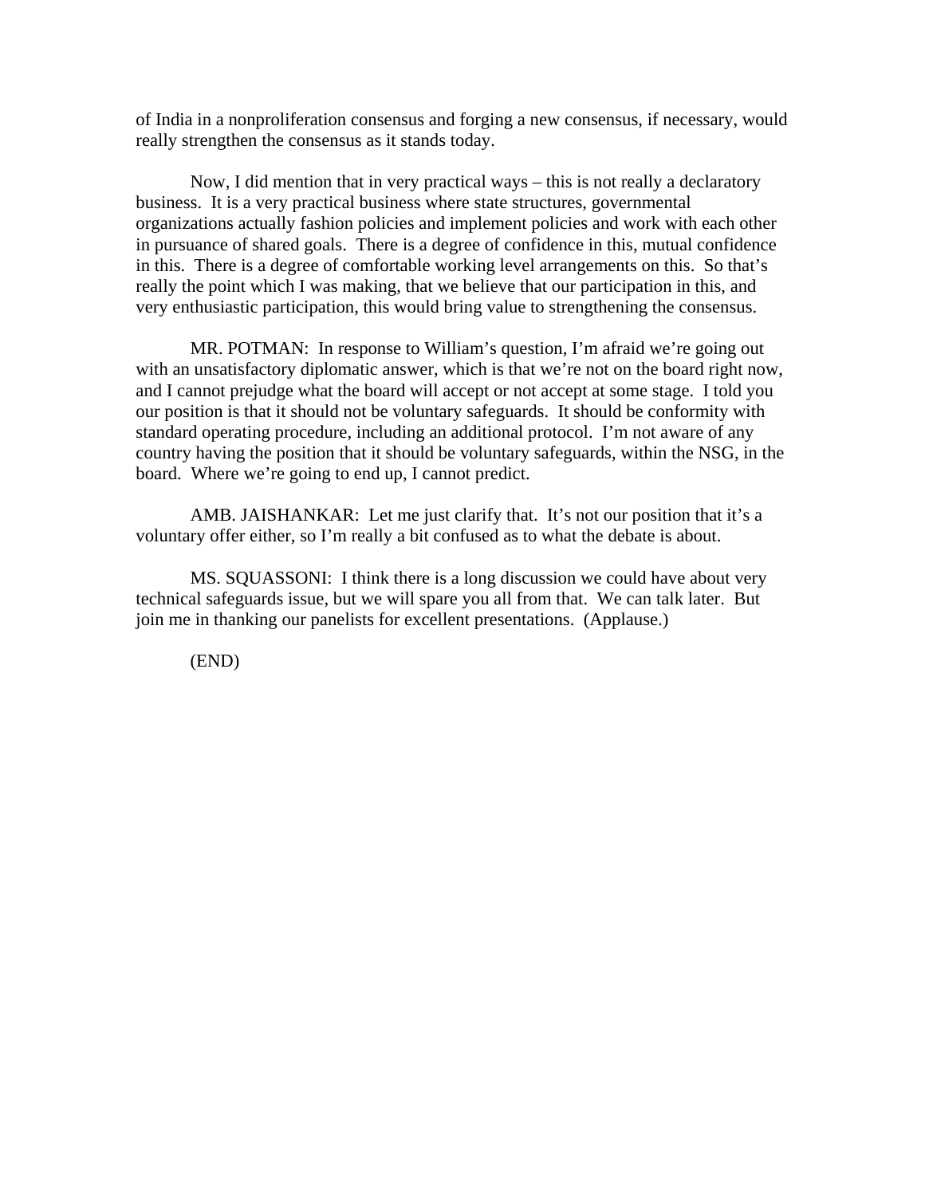of India in a nonproliferation consensus and forging a new consensus, if necessary, would really strengthen the consensus as it stands today.

Now, I did mention that in very practical ways – this is not really a declaratory business. It is a very practical business where state structures, governmental organizations actually fashion policies and implement policies and work with each other in pursuance of shared goals. There is a degree of confidence in this, mutual confidence in this. There is a degree of comfortable working level arrangements on this. So that's really the point which I was making, that we believe that our participation in this, and very enthusiastic participation, this would bring value to strengthening the consensus.

MR. POTMAN: In response to William's question, I'm afraid we're going out with an unsatisfactory diplomatic answer, which is that we're not on the board right now, and I cannot prejudge what the board will accept or not accept at some stage. I told you our position is that it should not be voluntary safeguards. It should be conformity with standard operating procedure, including an additional protocol. I'm not aware of any country having the position that it should be voluntary safeguards, within the NSG, in the board. Where we're going to end up, I cannot predict.

AMB. JAISHANKAR: Let me just clarify that. It's not our position that it's a voluntary offer either, so I'm really a bit confused as to what the debate is about.

MS. SQUASSONI: I think there is a long discussion we could have about very technical safeguards issue, but we will spare you all from that. We can talk later. But join me in thanking our panelists for excellent presentations. (Applause.)

(END)